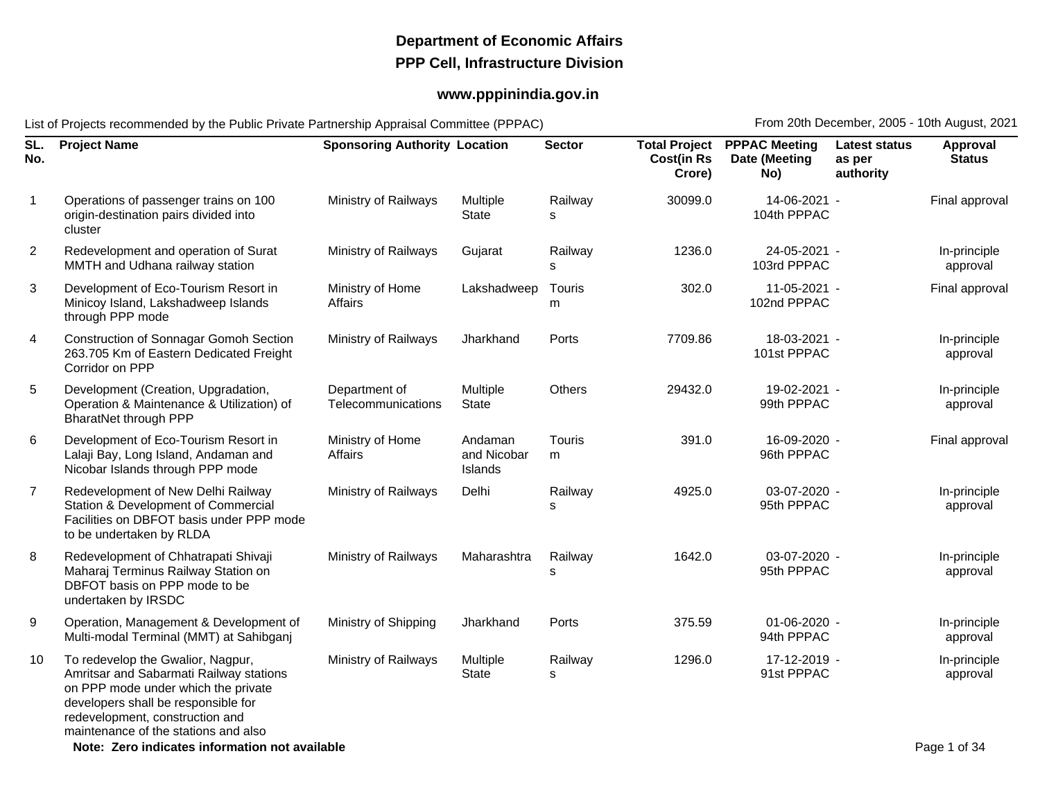# Department of Economic Affairs

## PPP Cell, Infrastructure Division

### www.pppinindia.gov.in

List of Projects recommended by the Public Private Partnership Appraisal Committee (PPPAC) — From 20th December, 2005 - 10th August, 2021

| SL. No. | Project Name | Sponsoring Authority | Location | Sector | Total Project Cost(in Rs Crore) | PPPAC Meeting Date (Meeting No) | Latest status as per authority | Approval Status |
|---|---|---|---|---|---|---|---|---|
| 1 | Operations of passenger trains on 100 origin-destination pairs divided into cluster | Ministry of Railways | Multiple State | Railways | 30099.0 | 14-06-2021 - 104th PPPAC | | Final approval |
| 2 | Redevelopment and operation of Surat MMTH and Udhana railway station | Ministry of Railways | Gujarat | Railways | 1236.0 | 24-05-2021 - 103rd PPPAC | | In-principle approval |
| 3 | Development of Eco-Tourism Resort in Minicoy Island, Lakshadweep Islands through PPP mode | Ministry of Home Affairs | Lakshadweep | Tourism | 302.0 | 11-05-2021 - 102nd PPPAC | | Final approval |
| 4 | Construction of Sonnagar Gomoh Section 263.705 Km of Eastern Dedicated Freight Corridor on PPP | Ministry of Railways | Jharkhand | Ports | 7709.86 | 18-03-2021 - 101st PPPAC | | In-principle approval |
| 5 | Development (Creation, Upgradation, Operation & Maintenance & Utilization) of BharatNet through PPP | Department of Telecommunications | Multiple State | Others | 29432.0 | 19-02-2021 - 99th PPPAC | | In-principle approval |
| 6 | Development of Eco-Tourism Resort in Lalaji Bay, Long Island, Andaman and Nicobar Islands through PPP mode | Ministry of Home Affairs | Andaman and Nicobar Islands | Tourism | 391.0 | 16-09-2020 - 96th PPPAC | | Final approval |
| 7 | Redevelopment of New Delhi Railway Station & Development of Commercial Facilities on DBFOT basis under PPP mode to be undertaken by RLDA | Ministry of Railways | Delhi | Railways | 4925.0 | 03-07-2020 - 95th PPPAC | | In-principle approval |
| 8 | Redevelopment of Chhatrapati Shivaji Maharaj Terminus Railway Station on DBFOT basis on PPP mode to be undertaken by IRSDC | Ministry of Railways | Maharashtra | Railways | 1642.0 | 03-07-2020 - 95th PPPAC | | In-principle approval |
| 9 | Operation, Management & Development of Multi-modal Terminal (MMT) at Sahibganj | Ministry of Shipping | Jharkhand | Ports | 375.59 | 01-06-2020 - 94th PPPAC | | In-principle approval |
| 10 | To redevelop the Gwalior, Nagpur, Amritsar and Sabarmati Railway stations on PPP mode under which the private developers shall be responsible for redevelopment, construction and maintenance of the stations and also | Ministry of Railways | Multiple State | Railways | 1296.0 | 17-12-2019 - 91st PPPAC | | In-principle approval |

**Note: Zero indicates information not available**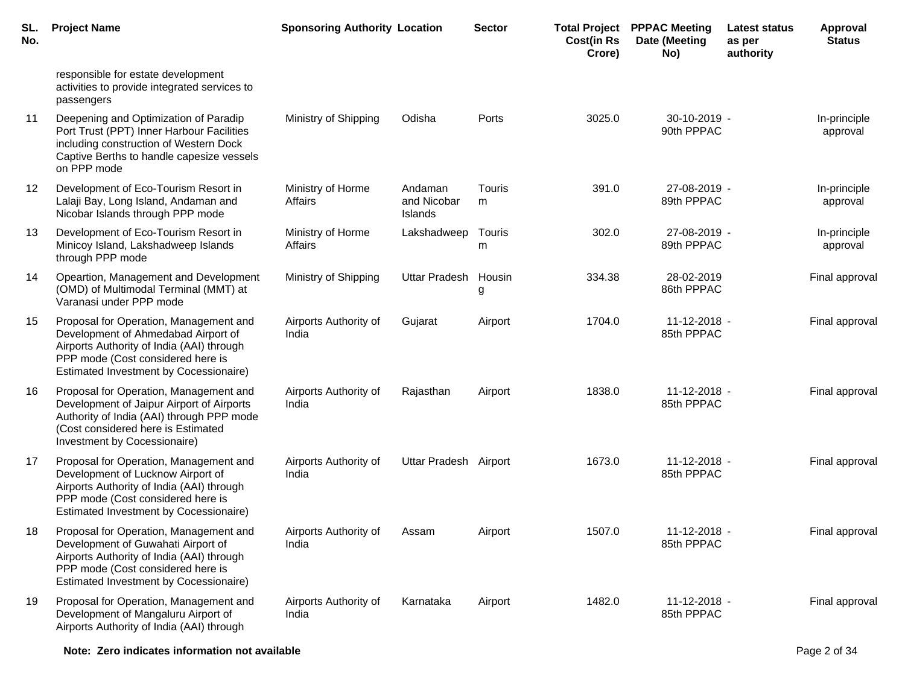| SL. No. | Project Name | Sponsoring Authority | Location | Sector | Total Project Cost(in Rs Crore) | PPPAC Meeting Date (Meeting No) | Latest status as per authority | Approval Status |
|---|---|---|---|---|---|---|---|---|
| | responsible for estate development activities to provide integrated services to passengers | | | | | | | |
| 11 | Deepening and Optimization of Paradip Port Trust (PPT) Inner Harbour Facilities including construction of Western Dock Captive Berths to handle capesize vessels on PPP mode | Ministry of Shipping | Odisha | Ports | 3025.0 | 30-10-2019 - 90th PPPAC | | In-principle approval |
| 12 | Development of Eco-Tourism Resort in Lalaji Bay, Long Island, Andaman and Nicobar Islands through PPP mode | Ministry of Horme Affairs | Andaman and Nicobar Islands | Tourism | 391.0 | 27-08-2019 - 89th PPPAC | | In-principle approval |
| 13 | Development of Eco-Tourism Resort in Minicoy Island, Lakshadweep Islands through PPP mode | Ministry of Horme Affairs | Lakshadweep | Tourism | 302.0 | 27-08-2019 - 89th PPPAC | | In-principle approval |
| 14 | Opeartion, Management and Development (OMD) of Multimodal Terminal (MMT) at Varanasi under PPP mode | Ministry of Shipping | Uttar Pradesh | Housing | 334.38 | 28-02-2019 86th PPPAC | | Final approval |
| 15 | Proposal for Operation, Management and Development of Ahmedabad Airport of Airports Authority of India (AAI) through PPP mode (Cost considered here is Estimated Investment by Cocessionaire) | Airports Authority of India | Gujarat | Airport | 1704.0 | 11-12-2018 - 85th PPPAC | | Final approval |
| 16 | Proposal for Operation, Management and Development of Jaipur Airport of Airports Authority of India (AAI) through PPP mode (Cost considered here is Estimated Investment by Cocessionaire) | Airports Authority of India | Rajasthan | Airport | 1838.0 | 11-12-2018 - 85th PPPAC | | Final approval |
| 17 | Proposal for Operation, Management and Development of Lucknow Airport of Airports Authority of India (AAI) through PPP mode (Cost considered here is Estimated Investment by Cocessionaire) | Airports Authority of India | Uttar Pradesh | Airport | 1673.0 | 11-12-2018 - 85th PPPAC | | Final approval |
| 18 | Proposal for Operation, Management and Development of Guwahati Airport of Airports Authority of India (AAI) through PPP mode (Cost considered here is Estimated Investment by Cocessionaire) | Airports Authority of India | Assam | Airport | 1507.0 | 11-12-2018 - 85th PPPAC | | Final approval |
| 19 | Proposal for Operation, Management and Development of Mangaluru Airport of Airports Authority of India (AAI) through | Airports Authority of India | Karnataka | Airport | 1482.0 | 11-12-2018 - 85th PPPAC | | Final approval |

**Note: Zero indicates information not available**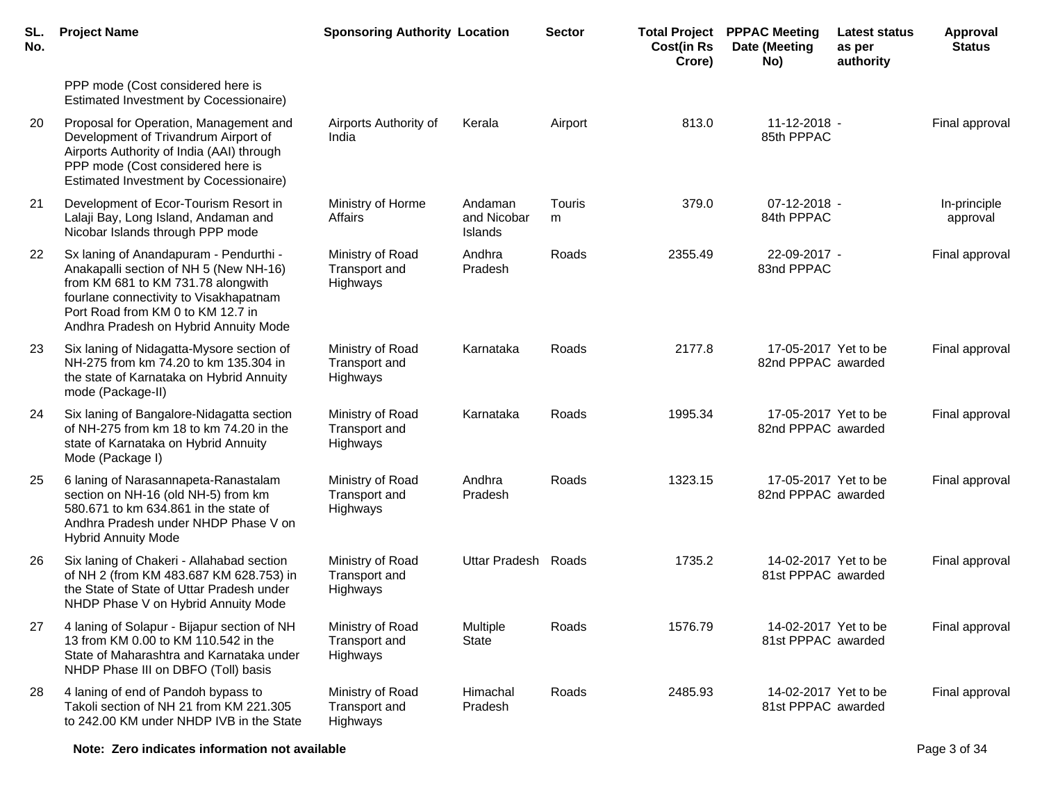| SL. No. | Project Name | Sponsoring Authority | Location | Sector | Total Project Cost(in Rs Crore) | PPPAC Meeting Date (Meeting No) | Latest status as per authority | Approval Status |
|---|---|---|---|---|---|---|---|---|
| | PPP mode (Cost considered here is Estimated Investment by Cocessionaire) | | | | | | | |
| 20 | Proposal for Operation, Management and Development of Trivandrum Airport of Airports Authority of India (AAI) through PPP mode (Cost considered here is Estimated Investment by Cocessionaire) | Airports Authority of India | Kerala | Airport | 813.0 | 11-12-2018 - 85th PPPAC | | Final approval |
| 21 | Development of Ecor-Tourism Resort in Lalaji Bay, Long Island, Andaman and Nicobar Islands through PPP mode | Ministry of Horme Affairs | Andaman and Nicobar Islands | Tourism | 379.0 | 07-12-2018 - 84th PPPAC | | In-principle approval |
| 22 | Sx laning of Anandapuram - Pendurthi - Anakapalli section of NH 5 (New NH-16) from KM 681 to KM 731.78 alongwith fourlane connectivity to Visakhapatnam Port Road from KM 0 to KM 12.7 in Andhra Pradesh on Hybrid Annuity Mode | Ministry of Road Transport and Highways | Andhra Pradesh | Roads | 2355.49 | 22-09-2017 - 83nd PPPAC | | Final approval |
| 23 | Six laning of Nidagatta-Mysore section of NH-275 from km 74.20 to km 135.304 in the state of Karnataka on Hybrid Annuity mode (Package-II) | Ministry of Road Transport and Highways | Karnataka | Roads | 2177.8 | 17-05-2017 82nd PPPAC | Yet to be awarded | Final approval |
| 24 | Six laning of Bangalore-Nidagatta section of NH-275 from km 18 to km 74.20 in the state of Karnataka on Hybrid Annuity Mode (Package I) | Ministry of Road Transport and Highways | Karnataka | Roads | 1995.34 | 17-05-2017 82nd PPPAC | Yet to be awarded | Final approval |
| 25 | 6 laning of Narasannapeta-Ranastalam section on NH-16 (old NH-5) from km 580.671 to km 634.861 in the state of Andhra Pradesh under NHDP Phase V on Hybrid Annuity Mode | Ministry of Road Transport and Highways | Andhra Pradesh | Roads | 1323.15 | 17-05-2017 82nd PPPAC | Yet to be awarded | Final approval |
| 26 | Six laning of Chakeri - Allahabad section of NH 2 (from KM 483.687 KM 628.753) in the State of State of Uttar Pradesh under NHDP Phase V on Hybrid Annuity Mode | Ministry of Road Transport and Highways | Uttar Pradesh | Roads | 1735.2 | 14-02-2017 81st PPPAC | Yet to be awarded | Final approval |
| 27 | 4 laning of Solapur - Bijapur section of NH 13 from KM 0.00 to KM 110.542 in the State of Maharashtra and Karnataka under NHDP Phase III on DBFO (Toll) basis | Ministry of Road Transport and Highways | Multiple State | Roads | 1576.79 | 14-02-2017 81st PPPAC | Yet to be awarded | Final approval |
| 28 | 4 laning of end of Pandoh bypass to Takoli section of NH 21 from KM 221.305 to 242.00 KM under NHDP IVB in the State | Ministry of Road Transport and Highways | Himachal Pradesh | Roads | 2485.93 | 14-02-2017 81st PPPAC | Yet to be awarded | Final approval |

**Note: Zero indicates information not available**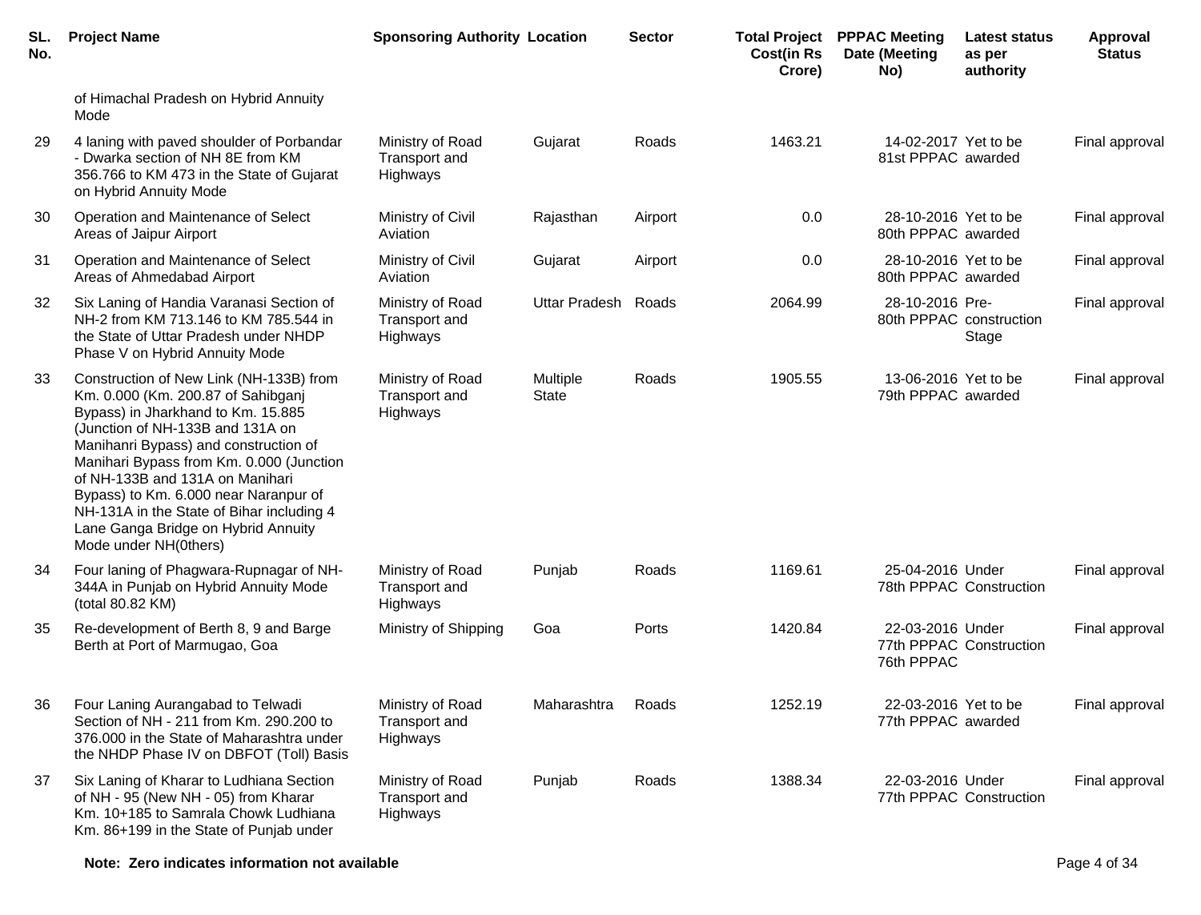| SL. No. | Project Name | Sponsoring Authority | Location | Sector | Total Project Cost(in Rs Crore) | PPPAC Meeting Date (Meeting No) | Latest status as per authority | Approval Status |
|---|---|---|---|---|---|---|---|---|
| | of Himachal Pradesh on Hybrid Annuity Mode | | | | | | | |
| 29 | 4 laning with paved shoulder of Porbandar - Dwarka section of NH 8E from KM 356.766 to KM 473 in the State of Gujarat on Hybrid Annuity Mode | Ministry of Road Transport and Highways | Gujarat | Roads | 1463.21 | 14-02-2017 81st PPPAC | Yet to be awarded | Final approval |
| 30 | Operation and Maintenance of Select Areas of Jaipur Airport | Ministry of Civil Aviation | Rajasthan | Airport | 0.0 | 28-10-2016 80th PPPAC | Yet to be awarded | Final approval |
| 31 | Operation and Maintenance of Select Areas of Ahmedabad Airport | Ministry of Civil Aviation | Gujarat | Airport | 0.0 | 28-10-2016 80th PPPAC | Yet to be awarded | Final approval |
| 32 | Six Laning of Handia Varanasi Section of NH-2 from KM 713.146 to KM 785.544 in the State of Uttar Pradesh under NHDP Phase V on Hybrid Annuity Mode | Ministry of Road Transport and Highways | Uttar Pradesh | Roads | 2064.99 | 28-10-2016 80th PPPAC | Pre-construction Stage | Final approval |
| 33 | Construction of New Link (NH-133B) from Km. 0.000 (Km. 200.87 of Sahibganj Bypass) in Jharkhand to Km. 15.885 (Junction of NH-133B and 131A on Manihanri Bypass) and construction of Manihari Bypass from Km. 0.000 (Junction of NH-133B and 131A on Manihari Bypass) to Km. 6.000 near Naranpur of NH-131A in the State of Bihar including 4 Lane Ganga Bridge on Hybrid Annuity Mode under NH(0thers) | Ministry of Road Transport and Highways | Multiple State | Roads | 1905.55 | 13-06-2016 79th PPPAC | Yet to be awarded | Final approval |
| 34 | Four laning of Phagwara-Rupnagar of NH-344A in Punjab on Hybrid Annuity Mode (total 80.82 KM) | Ministry of Road Transport and Highways | Punjab | Roads | 1169.61 | 25-04-2016 78th PPPAC | Under Construction | Final approval |
| 35 | Re-development of Berth 8, 9 and Barge Berth at Port of Marmugao, Goa | Ministry of Shipping | Goa | Ports | 1420.84 | 22-03-2016 77th PPPAC 76th PPPAC | Under Construction | Final approval |
| 36 | Four Laning Aurangabad to Telwadi Section of NH - 211 from Km. 290.200 to 376.000 in the State of Maharashtra under the NHDP Phase IV on DBFOT (Toll) Basis | Ministry of Road Transport and Highways | Maharashtra | Roads | 1252.19 | 22-03-2016 77th PPPAC | Yet to be awarded | Final approval |
| 37 | Six Laning of Kharar to Ludhiana Section of NH - 95 (New NH - 05) from Kharar Km. 10+185 to Samrala Chowk Ludhiana Km. 86+199 in the State of Punjab under | Ministry of Road Transport and Highways | Punjab | Roads | 1388.34 | 22-03-2016 77th PPPAC | Under Construction | Final approval |

**Note: Zero indicates information not available**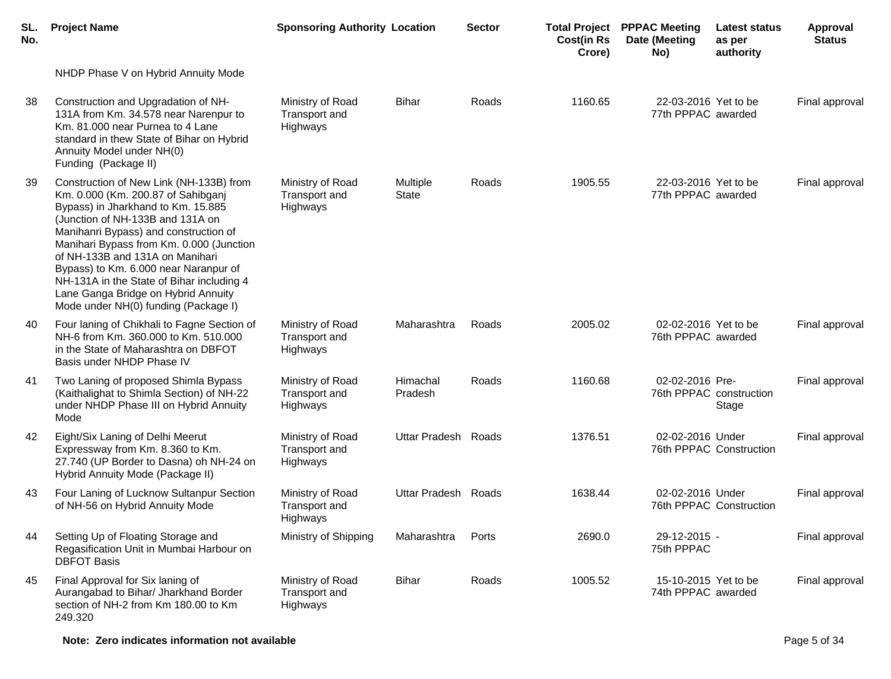| SL. No. | Project Name | Sponsoring Authority | Location | Sector | Total Project Cost(in Rs Crore) | PPPAC Meeting Date (Meeting No) | Latest status as per authority | Approval Status |
|---|---|---|---|---|---|---|---|---|
| | NHDP Phase V on Hybrid Annuity Mode | | | | | | | |
| 38 | Construction and Upgradation of NH-131A from Km. 34.578 near Narenpur to Km. 81.000 near Purnea to 4 Lane standard in thew State of Bihar on Hybrid Annuity Model under NH(0) Funding (Package II) | Ministry of Road Transport and Highways | Bihar | Roads | 1160.65 | 22-03-2016 77th PPPAC | Yet to be awarded | Final approval |
| 39 | Construction of New Link (NH-133B) from Km. 0.000 (Km. 200.87 of Sahibganj Bypass) in Jharkhand to Km. 15.885 (Junction of NH-133B and 131A on Manihanri Bypass) and construction of Manihari Bypass from Km. 0.000 (Junction of NH-133B and 131A on Manihari Bypass) to Km. 6.000 near Naranpur of NH-131A in the State of Bihar including 4 Lane Ganga Bridge on Hybrid Annuity Mode under NH(0) funding (Package I) | Ministry of Road Transport and Highways | Multiple State | Roads | 1905.55 | 22-03-2016 77th PPPAC | Yet to be awarded | Final approval |
| 40 | Four laning of Chikhali to Fagne Section of NH-6 from Km. 360.000 to Km. 510.000 in the State of Maharashtra on DBFOT Basis under NHDP Phase IV | Ministry of Road Transport and Highways | Maharashtra | Roads | 2005.02 | 02-02-2016 76th PPPAC | Yet to be awarded | Final approval |
| 41 | Two Laning of proposed Shimla Bypass (Kaithalighat to Shimla Section) of NH-22 under NHDP Phase III on Hybrid Annuity Mode | Ministry of Road Transport and Highways | Himachal Pradesh | Roads | 1160.68 | 02-02-2016 76th PPPAC | Pre-construction Stage | Final approval |
| 42 | Eight/Six Laning of Delhi Meerut Expressway from Km. 8.360 to Km. 27.740 (UP Border to Dasna) oh NH-24 on Hybrid Annuity Mode (Package II) | Ministry of Road Transport and Highways | Uttar Pradesh | Roads | 1376.51 | 02-02-2016 76th PPPAC | Under Construction | Final approval |
| 43 | Four Laning of Lucknow Sultanpur Section of NH-56 on Hybrid Annuity Mode | Ministry of Road Transport and Highways | Uttar Pradesh | Roads | 1638.44 | 02-02-2016 76th PPPAC | Under Construction | Final approval |
| 44 | Setting Up of Floating Storage and Regasification Unit in Mumbai Harbour on DBFOT Basis | Ministry of Shipping | Maharashtra | Ports | 2690.0 | 29-12-2015 75th PPPAC | - | Final approval |
| 45 | Final Approval for Six laning of Aurangabad to Bihar/ Jharkhand Border section of NH-2 from Km 180.00 to Km 249.320 | Ministry of Road Transport and Highways | Bihar | Roads | 1005.52 | 15-10-2015 74th PPPAC | Yet to be awarded | Final approval |

**Note: Zero indicates information not available**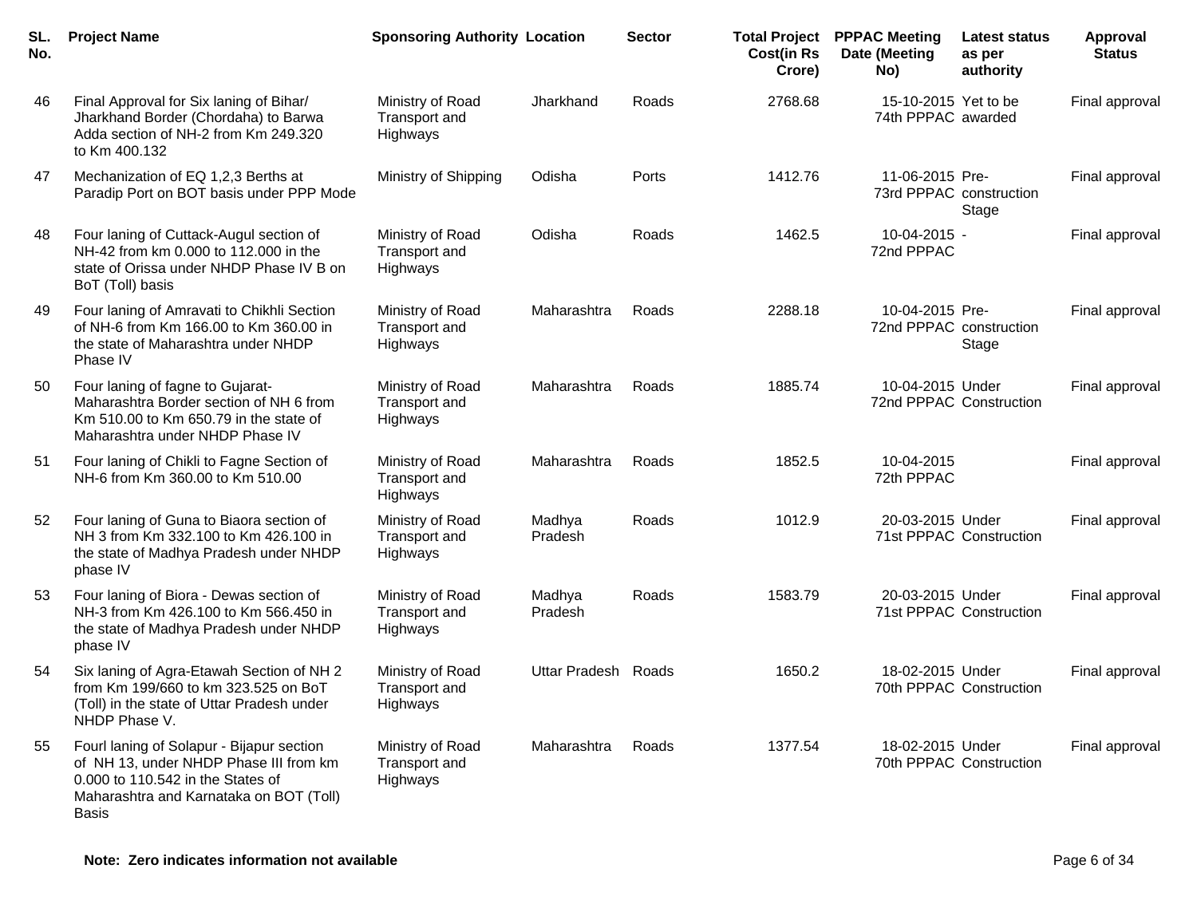| SL. No. | Project Name | Sponsoring Authority | Location | Sector | Total Project Cost(in Rs Crore) | PPPAC Meeting Date (Meeting No) | Latest status as per authority | Approval Status |
|---|---|---|---|---|---|---|---|---|
| 46 | Final Approval for Six laning of Bihar/ Jharkhand Border (Chordaha) to Barwa Adda section of NH-2 from Km 249.320 to Km 400.132 | Ministry of Road Transport and Highways | Jharkhand | Roads | 2768.68 | 15-10-2015 74th PPPAC | Yet to be awarded | Final approval |
| 47 | Mechanization of EQ 1,2,3 Berths at Paradip Port on BOT basis under PPP Mode | Ministry of Shipping | Odisha | Ports | 1412.76 | 11-06-2015 73rd PPPAC | Pre-construction Stage | Final approval |
| 48 | Four laning of Cuttack-Augul section of NH-42 from km 0.000 to 112.000 in the state of Orissa under NHDP Phase IV B on BoT (Toll) basis | Ministry of Road Transport and Highways | Odisha | Roads | 1462.5 | 10-04-2015 72nd PPPAC | - | Final approval |
| 49 | Four laning of Amravati to Chikhli Section of NH-6 from Km 166.00 to Km 360.00 in the state of Maharashtra under NHDP Phase IV | Ministry of Road Transport and Highways | Maharashtra | Roads | 2288.18 | 10-04-2015 72nd PPPAC | Pre-construction Stage | Final approval |
| 50 | Four laning of fagne to Gujarat-Maharashtra Border section of NH 6 from Km 510.00 to Km 650.79 in the state of Maharashtra under NHDP Phase IV | Ministry of Road Transport and Highways | Maharashtra | Roads | 1885.74 | 10-04-2015 72nd PPPAC | Under Construction | Final approval |
| 51 | Four laning of Chikli to Fagne Section of NH-6 from Km 360.00 to Km 510.00 | Ministry of Road Transport and Highways | Maharashtra | Roads | 1852.5 | 10-04-2015 72th PPPAC | | Final approval |
| 52 | Four laning of Guna to Biaora section of NH 3 from Km 332.100 to Km 426.100 in the state of Madhya Pradesh under NHDP phase IV | Ministry of Road Transport and Highways | Madhya Pradesh | Roads | 1012.9 | 20-03-2015 71st PPPAC | Under Construction | Final approval |
| 53 | Four laning of Biora - Dewas section of NH-3 from Km 426.100 to Km 566.450 in the state of Madhya Pradesh under NHDP phase IV | Ministry of Road Transport and Highways | Madhya Pradesh | Roads | 1583.79 | 20-03-2015 71st PPPAC | Under Construction | Final approval |
| 54 | Six laning of Agra-Etawah Section of NH 2 from Km 199/660 to km 323.525 on BoT (Toll) in the state of Uttar Pradesh under NHDP Phase V. | Ministry of Road Transport and Highways | Uttar Pradesh | Roads | 1650.2 | 18-02-2015 70th PPPAC | Under Construction | Final approval |
| 55 | Fourl laning of Solapur - Bijapur section of NH 13, under NHDP Phase III from km 0.000 to 110.542 in the States of Maharashtra and Karnataka on BOT (Toll) Basis | Ministry of Road Transport and Highways | Maharashtra | Roads | 1377.54 | 18-02-2015 70th PPPAC | Under Construction | Final approval |

**Note: Zero indicates information not available**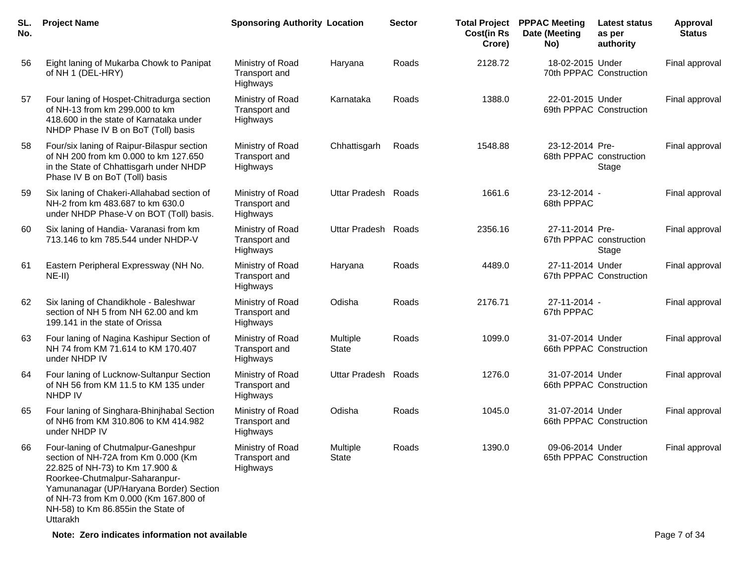| SL. No. | Project Name | Sponsoring Authority | Location | Sector | Total Project Cost(in Rs Crore) | PPPAC Meeting Date (Meeting No) | Latest status as per authority | Approval Status |
|---|---|---|---|---|---|---|---|---|
| 56 | Eight laning of Mukarba Chowk to Panipat of NH 1 (DEL-HRY) | Ministry of Road Transport and Highways | Haryana | Roads | 2128.72 | 18-02-2015 70th PPPAC | Under Construction | Final approval |
| 57 | Four laning of Hospet-Chitradurga section of NH-13 from km 299.000 to km 418.600 in the state of Karnataka under NHDP Phase IV B on BoT (Toll) basis | Ministry of Road Transport and Highways | Karnataka | Roads | 1388.0 | 22-01-2015 69th PPPAC | Under Construction | Final approval |
| 58 | Four/six laning of Raipur-Bilaspur section of NH 200 from km 0.000 to km 127.650 in the State of Chhattisgarh under NHDP Phase IV B on BoT (Toll) basis | Ministry of Road Transport and Highways | Chhattisgarh | Roads | 1548.88 | 23-12-2014 68th PPPAC | Pre-construction Stage | Final approval |
| 59 | Six laning of Chakeri-Allahabad section of NH-2 from km 483.687 to km 630.0 under NHDP Phase-V on BOT (Toll) basis. | Ministry of Road Transport and Highways | Uttar Pradesh | Roads | 1661.6 | 23-12-2014 68th PPPAC | - | Final approval |
| 60 | Six laning of Handia- Varanasi from km 713.146 to km 785.544 under NHDP-V | Ministry of Road Transport and Highways | Uttar Pradesh | Roads | 2356.16 | 27-11-2014 67th PPPAC | Pre-construction Stage | Final approval |
| 61 | Eastern Peripheral Expressway (NH No. NE-II) | Ministry of Road Transport and Highways | Haryana | Roads | 4489.0 | 27-11-2014 67th PPPAC | Under Construction | Final approval |
| 62 | Six laning of Chandikhole - Baleshwar section of NH 5 from NH 62.00 and km 199.141 in the state of Orissa | Ministry of Road Transport and Highways | Odisha | Roads | 2176.71 | 27-11-2014 67th PPPAC | - | Final approval |
| 63 | Four laning of Nagina Kashipur Section of NH 74 from KM 71.614 to KM 170.407 under NHDP IV | Ministry of Road Transport and Highways | Multiple State | Roads | 1099.0 | 31-07-2014 66th PPPAC | Under Construction | Final approval |
| 64 | Four laning of Lucknow-Sultanpur Section of NH 56 from KM 11.5 to KM 135 under NHDP IV | Ministry of Road Transport and Highways | Uttar Pradesh | Roads | 1276.0 | 31-07-2014 66th PPPAC | Under Construction | Final approval |
| 65 | Four laning of Singhara-Bhinjhabal Section of NH6 from KM 310.806 to KM 414.982 under NHDP IV | Ministry of Road Transport and Highways | Odisha | Roads | 1045.0 | 31-07-2014 66th PPPAC | Under Construction | Final approval |
| 66 | Four-laning of Chutmalpur-Ganeshpur section of NH-72A from Km 0.000 (Km 22.825 of NH-73) to Km 17.900 & Roorkee-Chutmalpur-Saharanpur-Yamunanagar (UP/Haryana Border) Section of NH-73 from Km 0.000 (Km 167.800 of NH-58) to Km 86.855in the State of Uttarakh | Ministry of Road Transport and Highways | Multiple State | Roads | 1390.0 | 09-06-2014 65th PPPAC | Under Construction | Final approval |

**Note: Zero indicates information not available**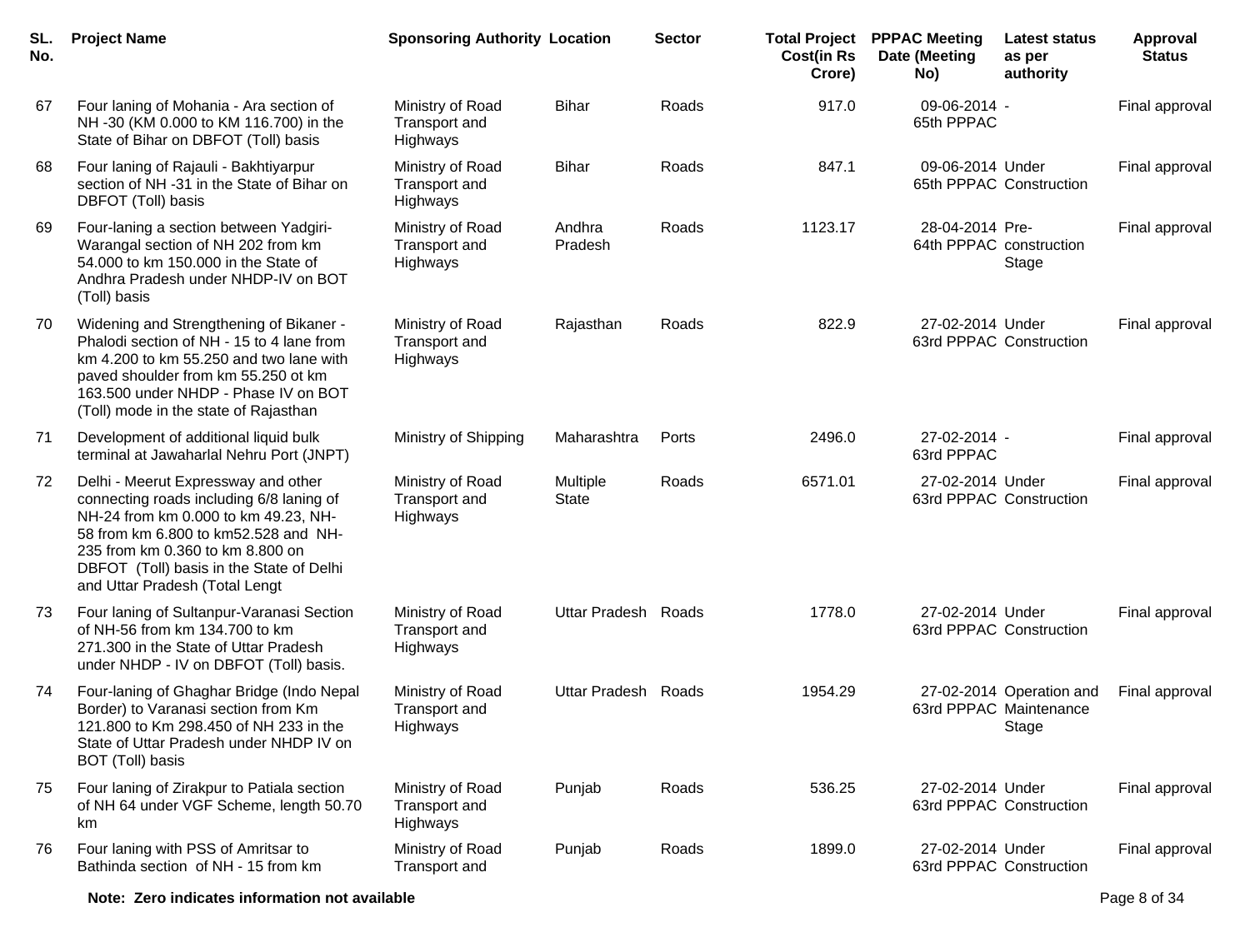| SL. No. | Project Name | Sponsoring Authority | Location | Sector | Total Project Cost(in Rs Crore) | PPPAC Meeting Date (Meeting No) | Latest status as per authority | Approval Status |
|---|---|---|---|---|---|---|---|---|
| 67 | Four laning of Mohania - Ara section of NH -30 (KM 0.000 to KM 116.700) in the State of Bihar on DBFOT (Toll) basis | Ministry of Road Transport and Highways | Bihar | Roads | 917.0 | 09-06-2014 65th PPPAC | - | Final approval |
| 68 | Four laning of Rajauli - Bakhtiyarpur section of NH -31 in the State of Bihar on DBFOT (Toll) basis | Ministry of Road Transport and Highways | Bihar | Roads | 847.1 | 09-06-2014 65th PPPAC | Under Construction | Final approval |
| 69 | Four-laning a section between Yadgiri-Warangal section of NH 202 from km 54.000 to km 150.000 in the State of Andhra Pradesh under NHDP-IV on BOT (Toll) basis | Ministry of Road Transport and Highways | Andhra Pradesh | Roads | 1123.17 | 28-04-2014 64th PPPAC | Pre-construction Stage | Final approval |
| 70 | Widening and Strengthening of Bikaner - Phalodi section of NH - 15 to 4 lane from km 4.200 to km 55.250 and two lane with paved shoulder from km 55.250 ot km 163.500 under NHDP - Phase IV on BOT (Toll) mode in the state of Rajasthan | Ministry of Road Transport and Highways | Rajasthan | Roads | 822.9 | 27-02-2014 63rd PPPAC | Under Construction | Final approval |
| 71 | Development of additional liquid bulk terminal at Jawaharlal Nehru Port (JNPT) | Ministry of Shipping | Maharashtra | Ports | 2496.0 | 27-02-2014 63rd PPPAC | - | Final approval |
| 72 | Delhi - Meerut Expressway and other connecting roads including 6/8 laning of NH-24 from km 0.000 to km 49.23, NH-58 from km 6.800 to km52.528 and NH-235 from km 0.360 to km 8.800 on DBFOT (Toll) basis in the State of Delhi and Uttar Pradesh (Total Lengt | Ministry of Road Transport and Highways | Multiple State | Roads | 6571.01 | 27-02-2014 63rd PPPAC | Under Construction | Final approval |
| 73 | Four laning of Sultanpur-Varanasi Section of NH-56 from km 134.700 to km 271.300 in the State of Uttar Pradesh under NHDP - IV on DBFOT (Toll) basis. | Ministry of Road Transport and Highways | Uttar Pradesh | Roads | 1778.0 | 27-02-2014 63rd PPPAC | Under Construction | Final approval |
| 74 | Four-laning of Ghaghar Bridge (Indo Nepal Border) to Varanasi section from Km 121.800 to Km 298.450 of NH 233 in the State of Uttar Pradesh under NHDP IV on BOT (Toll) basis | Ministry of Road Transport and Highways | Uttar Pradesh | Roads | 1954.29 | 27-02-2014 63rd PPPAC | Operation and Maintenance Stage | Final approval |
| 75 | Four laning of Zirakpur to Patiala section of NH 64 under VGF Scheme, length 50.70 km | Ministry of Road Transport and Highways | Punjab | Roads | 536.25 | 27-02-2014 63rd PPPAC | Under Construction | Final approval |
| 76 | Four laning with PSS of Amritsar to Bathinda section of NH - 15 from km | Ministry of Road Transport and | Punjab | Roads | 1899.0 | 27-02-2014 63rd PPPAC | Under Construction | Final approval |

**Note: Zero indicates information not available**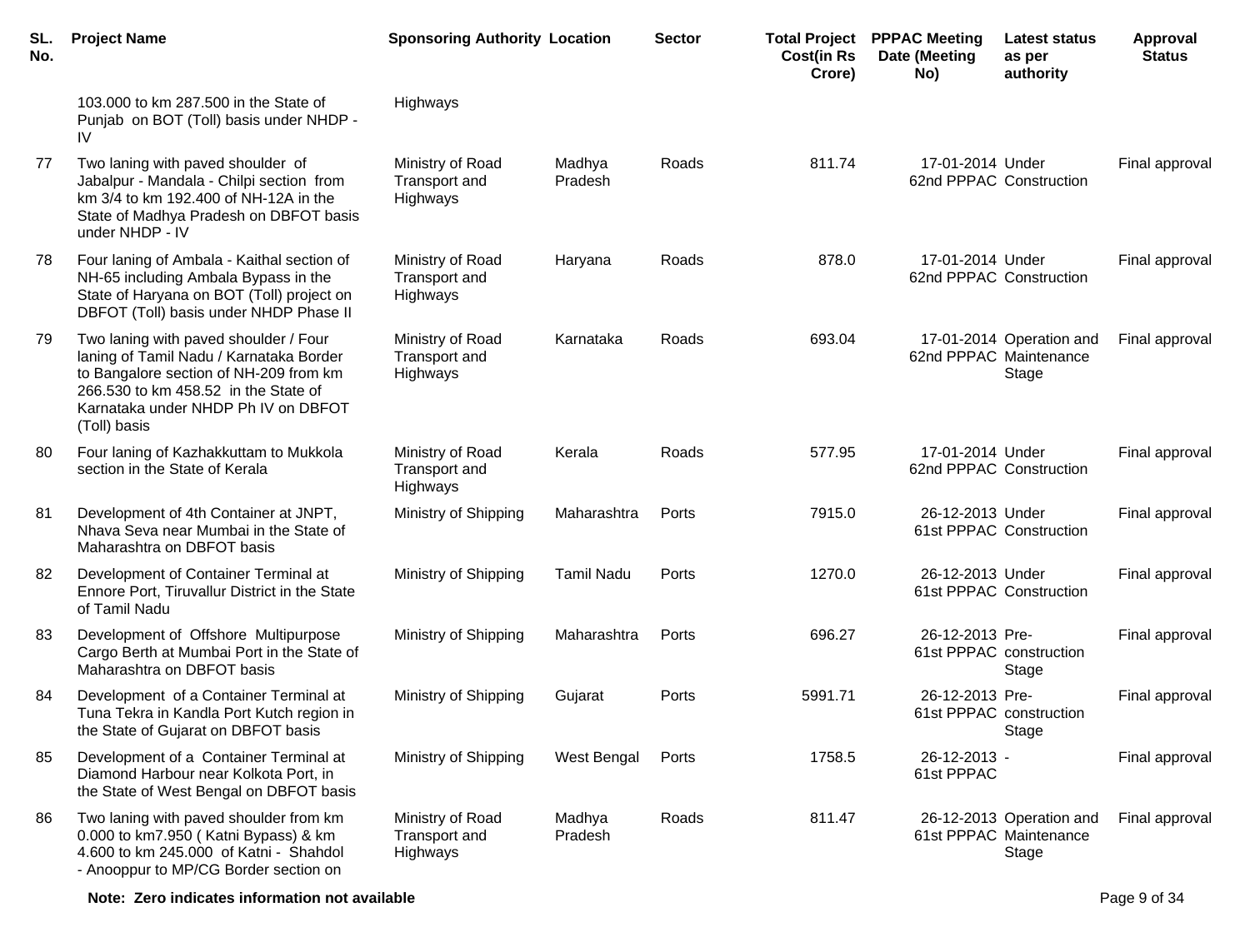| SL. No. | Project Name | Sponsoring Authority | Location | Sector | Total Project Cost(in Rs Crore) | PPPAC Meeting Date (Meeting No) | Latest status as per authority | Approval Status |
|---|---|---|---|---|---|---|---|---|
| | 103.000 to km 287.500 in the State of Punjab on BOT (Toll) basis under NHDP - IV | Highways | | | | | | |
| 77 | Two laning with paved shoulder of Jabalpur - Mandala - Chilpi section from km 3/4 to km 192.400 of NH-12A in the State of Madhya Pradesh on DBFOT basis under NHDP - IV | Ministry of Road Transport and Highways | Madhya Pradesh | Roads | 811.74 | 17-01-2014 62nd PPPAC | Under Construction | Final approval |
| 78 | Four laning of Ambala - Kaithal section of NH-65 including Ambala Bypass in the State of Haryana on BOT (Toll) project on DBFOT (Toll) basis under NHDP Phase II | Ministry of Road Transport and Highways | Haryana | Roads | 878.0 | 17-01-2014 62nd PPPAC | Under Construction | Final approval |
| 79 | Two laning with paved shoulder / Four laning of Tamil Nadu / Karnataka Border to Bangalore section of NH-209 from km 266.530 to km 458.52 in the State of Karnataka under NHDP Ph IV on DBFOT (Toll) basis | Ministry of Road Transport and Highways | Karnataka | Roads | 693.04 | 17-01-2014 62nd PPPAC | Operation and Maintenance Stage | Final approval |
| 80 | Four laning of Kazhakkuttam to Mukkola section in the State of Kerala | Ministry of Road Transport and Highways | Kerala | Roads | 577.95 | 17-01-2014 62nd PPPAC | Under Construction | Final approval |
| 81 | Development of 4th Container at JNPT, Nhava Seva near Mumbai in the State of Maharashtra on DBFOT basis | Ministry of Shipping | Maharashtra | Ports | 7915.0 | 26-12-2013 61st PPPAC | Under Construction | Final approval |
| 82 | Development of Container Terminal at Ennore Port, Tiruvallur District in the State of Tamil Nadu | Ministry of Shipping | Tamil Nadu | Ports | 1270.0 | 26-12-2013 61st PPPAC | Under Construction | Final approval |
| 83 | Development of Offshore Multipurpose Cargo Berth at Mumbai Port in the State of Maharashtra on DBFOT basis | Ministry of Shipping | Maharashtra | Ports | 696.27 | 26-12-2013 61st PPPAC | Pre-construction Stage | Final approval |
| 84 | Development of a Container Terminal at Tuna Tekra in Kandla Port Kutch region in the State of Gujarat on DBFOT basis | Ministry of Shipping | Gujarat | Ports | 5991.71 | 26-12-2013 61st PPPAC | Pre-construction Stage | Final approval |
| 85 | Development of a Container Terminal at Diamond Harbour near Kolkota Port, in the State of West Bengal on DBFOT basis | Ministry of Shipping | West Bengal | Ports | 1758.5 | 26-12-2013 61st PPPAC | - | Final approval |
| 86 | Two laning with paved shoulder from km 0.000 to km7.950 ( Katni Bypass) & km 4.600 to km 245.000 of Katni - Shahdol - Anooppur to MP/CG Border section on | Ministry of Road Transport and Highways | Madhya Pradesh | Roads | 811.47 | 26-12-2013 61st PPPAC | Operation and Maintenance Stage | Final approval |

**Note: Zero indicates information not available**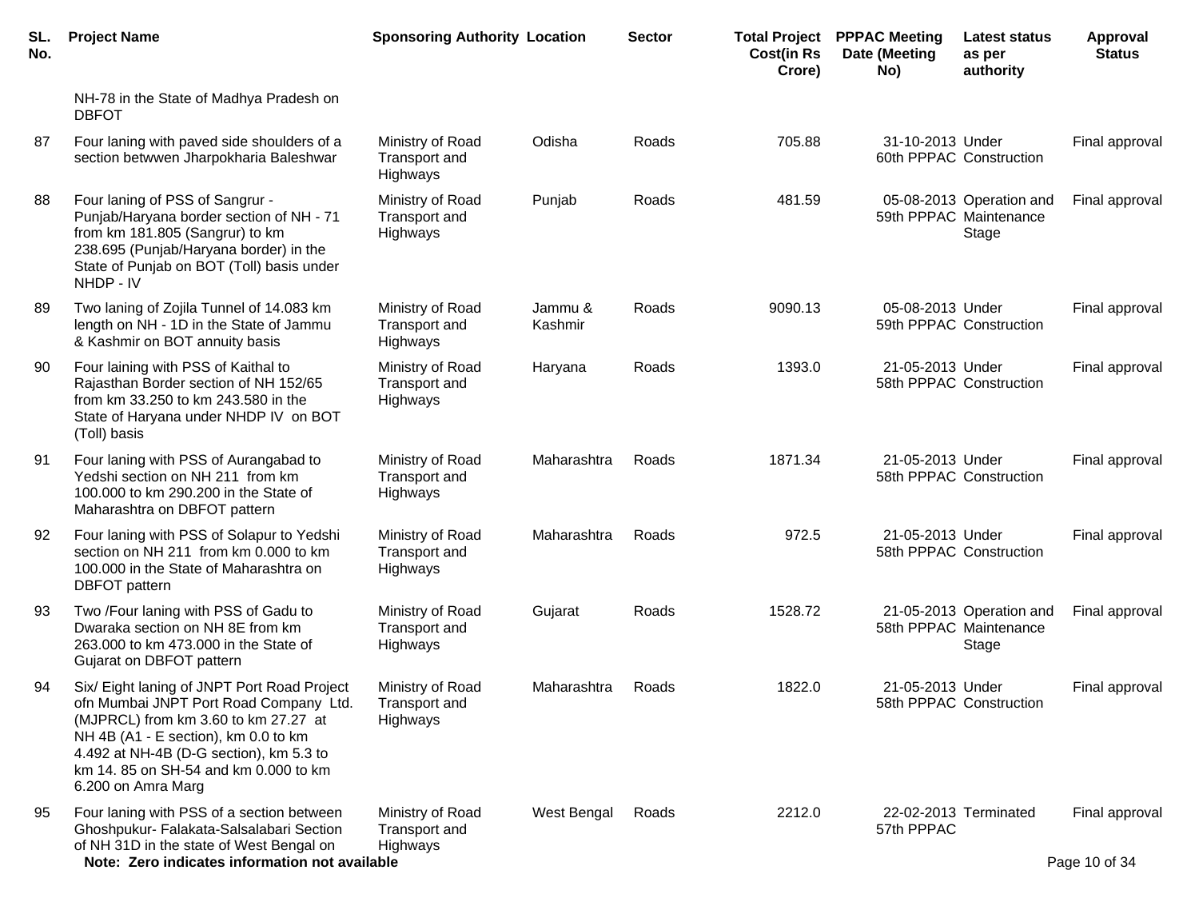| SL. No. | Project Name | Sponsoring Authority | Location | Sector | Total Project Cost(in Rs Crore) | PPPAC Meeting Date (Meeting No) | Latest status as per authority | Approval Status |
|---|---|---|---|---|---|---|---|---|
| | NH-78 in the State of Madhya Pradesh on DBFOT | | | | | | | |
| 87 | Four laning with paved side shoulders of a section betwwen Jharpokharia Baleshwar | Ministry of Road Transport and Highways | Odisha | Roads | 705.88 | 31-10-2013 60th PPPAC | Under Construction | Final approval |
| 88 | Four laning of PSS of Sangrur - Punjab/Haryana border section of NH - 71 from km 181.805 (Sangrur) to km 238.695 (Punjab/Haryana border) in the State of Punjab on BOT (Toll) basis under NHDP - IV | Ministry of Road Transport and Highways | Punjab | Roads | 481.59 | 05-08-2013 59th PPPAC | Operation and Maintenance Stage | Final approval |
| 89 | Two laning of Zojila Tunnel of 14.083 km length on NH - 1D in the State of Jammu & Kashmir on BOT annuity basis | Ministry of Road Transport and Highways | Jammu & Kashmir | Roads | 9090.13 | 05-08-2013 59th PPPAC | Under Construction | Final approval |
| 90 | Four laining with PSS of Kaithal to Rajasthan Border section of NH 152/65 from km 33.250 to km 243.580 in the State of Haryana under NHDP IV on BOT (Toll) basis | Ministry of Road Transport and Highways | Haryana | Roads | 1393.0 | 21-05-2013 58th PPPAC | Under Construction | Final approval |
| 91 | Four laning with PSS of Aurangabad to Yedshi section on NH 211 from km 100.000 to km 290.200 in the State of Maharashtra on DBFOT pattern | Ministry of Road Transport and Highways | Maharashtra | Roads | 1871.34 | 21-05-2013 58th PPPAC | Under Construction | Final approval |
| 92 | Four laning with PSS of Solapur to Yedshi section on NH 211 from km 0.000 to km 100.000 in the State of Maharashtra on DBFOT pattern | Ministry of Road Transport and Highways | Maharashtra | Roads | 972.5 | 21-05-2013 58th PPPAC | Under Construction | Final approval |
| 93 | Two /Four laning with PSS of Gadu to Dwaraka section on NH 8E from km 263.000 to km 473.000 in the State of Gujarat on DBFOT pattern | Ministry of Road Transport and Highways | Gujarat | Roads | 1528.72 | 21-05-2013 58th PPPAC | Operation and Maintenance Stage | Final approval |
| 94 | Six/ Eight laning of JNPT Port Road Project ofn Mumbai JNPT Port Road Company Ltd. (MJPRCL) from km 3.60 to km 27.27 at NH 4B (A1 - E section), km 0.0 to km 4.492 at NH-4B (D-G section), km 5.3 to km 14. 85 on SH-54 and km 0.000 to km 6.200 on Amra Marg | Ministry of Road Transport and Highways | Maharashtra | Roads | 1822.0 | 21-05-2013 58th PPPAC | Under Construction | Final approval |
| 95 | Four laning with PSS of a section between Ghoshpukur- Falakata-Salsalabari Section of NH 31D in the state of West Bengal on | Ministry of Road Transport and Highways | West Bengal | Roads | 2212.0 | 22-02-2013 57th PPPAC | Terminated | Final approval |

**Note: Zero indicates information not available**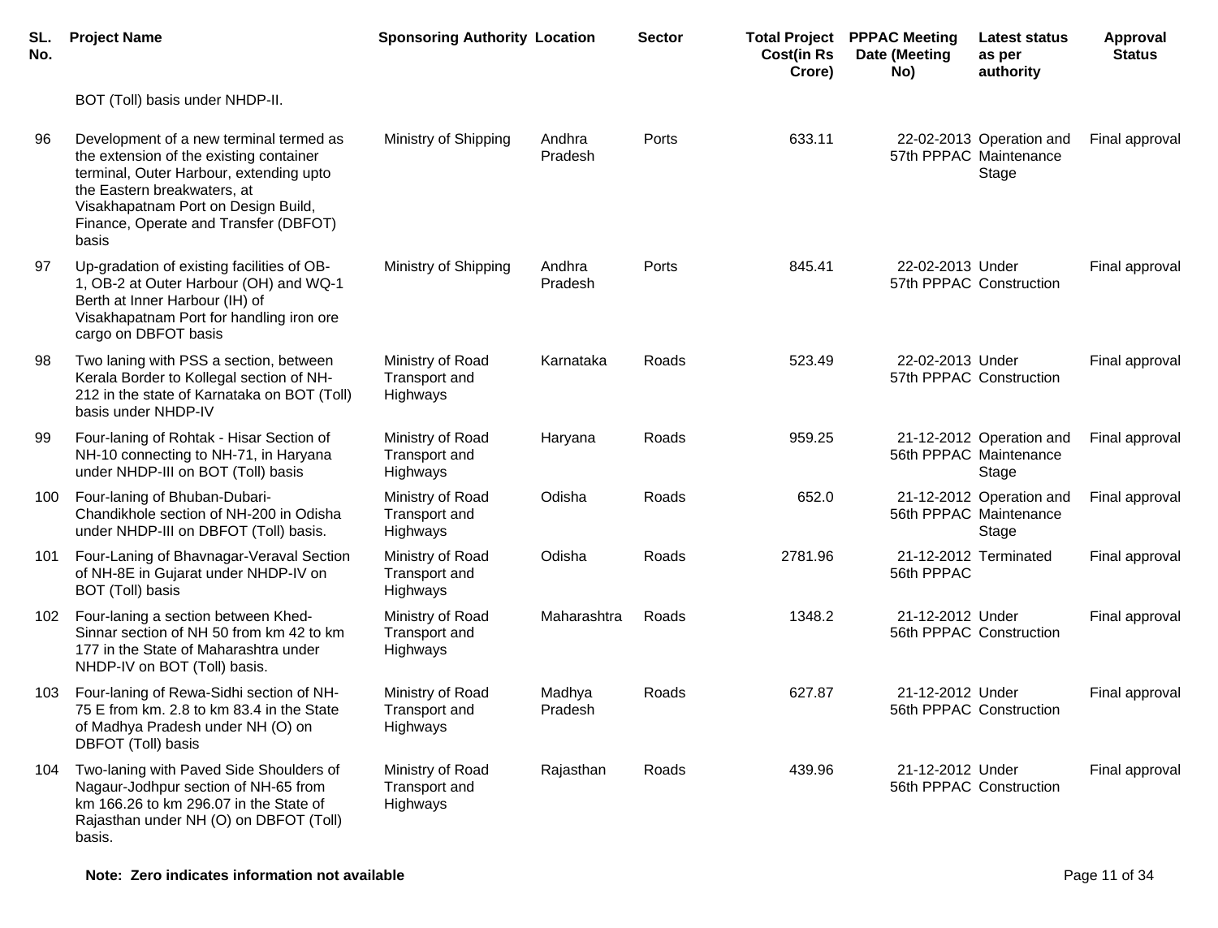| SL. No. | Project Name | Sponsoring Authority | Location | Sector | Total Project Cost(in Rs Crore) | PPPAC Meeting Date (Meeting No) | Latest status as per authority | Approval Status |
|---|---|---|---|---|---|---|---|---|
| | BOT (Toll) basis under NHDP-II. | | | | | | | |
| 96 | Development of a new terminal termed as the extension of the existing container terminal, Outer Harbour, extending upto the Eastern breakwaters, at Visakhapatnam Port on Design Build, Finance, Operate and Transfer (DBFOT) basis | Ministry of Shipping | Andhra Pradesh | Ports | 633.11 | 22-02-2013 57th PPPAC | Operation and Maintenance Stage | Final approval |
| 97 | Up-gradation of existing facilities of OB-1, OB-2 at Outer Harbour (OH) and WQ-1 Berth at Inner Harbour (IH) of Visakhapatnam Port for handling iron ore cargo on DBFOT basis | Ministry of Shipping | Andhra Pradesh | Ports | 845.41 | 22-02-2013 57th PPPAC | Under Construction | Final approval |
| 98 | Two laning with PSS a section, between Kerala Border to Kollegal section of NH-212 in the state of Karnataka on BOT (Toll) basis under NHDP-IV | Ministry of Road Transport and Highways | Karnataka | Roads | 523.49 | 22-02-2013 57th PPPAC | Under Construction | Final approval |
| 99 | Four-laning of Rohtak - Hisar Section of NH-10 connecting to NH-71, in Haryana under NHDP-III on BOT (Toll) basis | Ministry of Road Transport and Highways | Haryana | Roads | 959.25 | 21-12-2012 56th PPPAC | Operation and Maintenance Stage | Final approval |
| 100 | Four-laning of Bhuban-Dubari-Chandikhole section of NH-200 in Odisha under NHDP-III on DBFOT (Toll) basis. | Ministry of Road Transport and Highways | Odisha | Roads | 652.0 | 21-12-2012 56th PPPAC | Operation and Maintenance Stage | Final approval |
| 101 | Four-Laning of Bhavnagar-Veraval Section of NH-8E in Gujarat under NHDP-IV on BOT (Toll) basis | Ministry of Road Transport and Highways | Odisha | Roads | 2781.96 | 21-12-2012 56th PPPAC | Terminated | Final approval |
| 102 | Four-laning a section between Khed-Sinnar section of NH 50 from km 42 to km 177 in the State of Maharashtra under NHDP-IV on BOT (Toll) basis. | Ministry of Road Transport and Highways | Maharashtra | Roads | 1348.2 | 21-12-2012 56th PPPAC | Under Construction | Final approval |
| 103 | Four-laning of Rewa-Sidhi section of NH-75 E from km. 2.8 to km 83.4 in the State of Madhya Pradesh under NH (O) on DBFOT (Toll) basis | Ministry of Road Transport and Highways | Madhya Pradesh | Roads | 627.87 | 21-12-2012 56th PPPAC | Under Construction | Final approval |
| 104 | Two-laning with Paved Side Shoulders of Nagaur-Jodhpur section of NH-65 from km 166.26 to km 296.07 in the State of Rajasthan under NH (O) on DBFOT (Toll) basis. | Ministry of Road Transport and Highways | Rajasthan | Roads | 439.96 | 21-12-2012 56th PPPAC | Under Construction | Final approval |

**Note: Zero indicates information not available**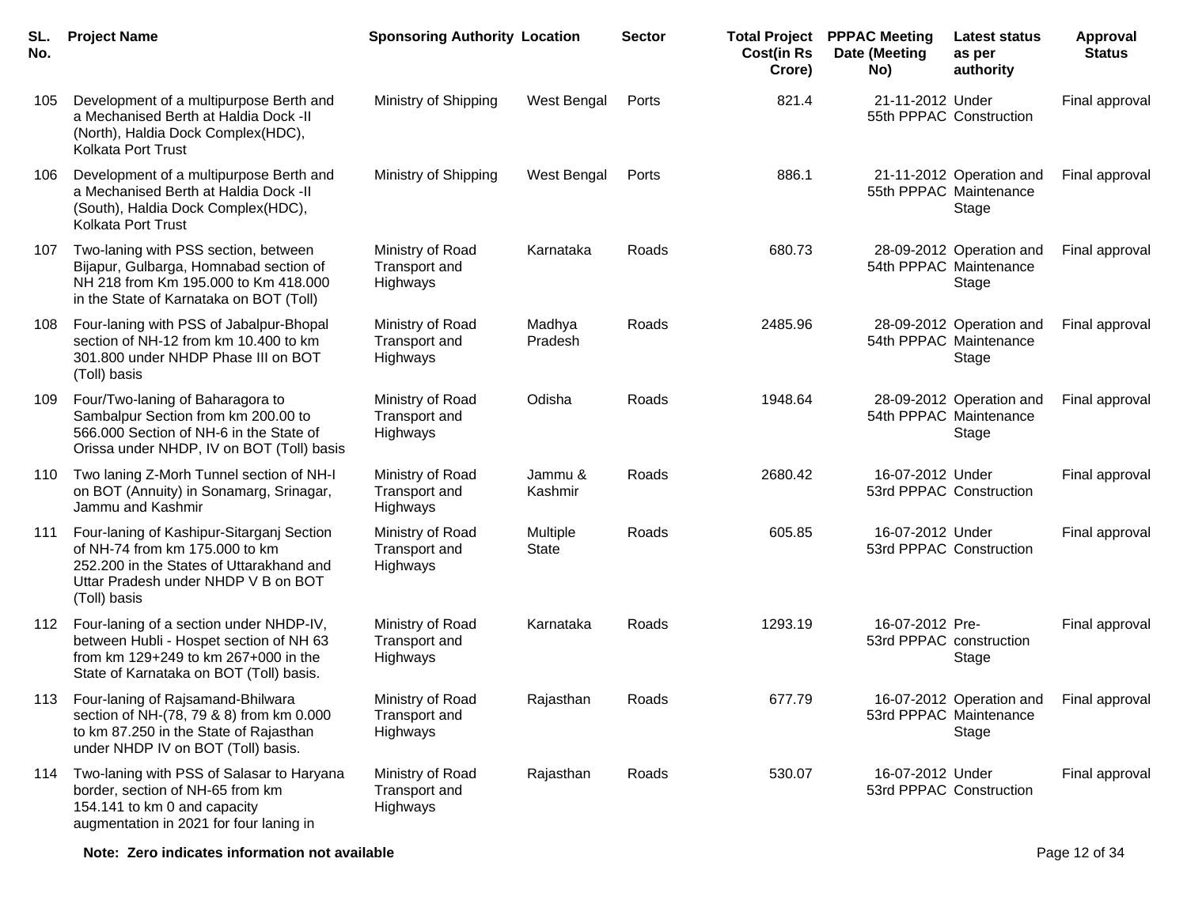| SL. No. | Project Name | Sponsoring Authority | Location | Sector | Total Project Cost(in Rs Crore) | PPPAC Meeting Date (Meeting No) | Latest status as per authority | Approval Status |
|---|---|---|---|---|---|---|---|---|
| 105 | Development of a multipurpose Berth and a Mechanised Berth at Haldia Dock -II (North), Haldia Dock Complex(HDC), Kolkata Port Trust | Ministry of Shipping | West Bengal | Ports | 821.4 | 21-11-2012 55th PPPAC | Under Construction | Final approval |
| 106 | Development of a multipurpose Berth and a Mechanised Berth at Haldia Dock -II (South), Haldia Dock Complex(HDC), Kolkata Port Trust | Ministry of Shipping | West Bengal | Ports | 886.1 | 21-11-2012 55th PPPAC | Operation and Maintenance Stage | Final approval |
| 107 | Two-laning with PSS section, between Bijapur, Gulbarga, Homnabad section of NH 218 from Km 195.000 to Km 418.000 in the State of Karnataka on BOT (Toll) | Ministry of Road Transport and Highways | Karnataka | Roads | 680.73 | 28-09-2012 54th PPPAC | Operation and Maintenance Stage | Final approval |
| 108 | Four-laning with PSS of Jabalpur-Bhopal section of NH-12 from km 10.400 to km 301.800 under NHDP Phase III on BOT (Toll) basis | Ministry of Road Transport and Highways | Madhya Pradesh | Roads | 2485.96 | 28-09-2012 54th PPPAC | Operation and Maintenance Stage | Final approval |
| 109 | Four/Two-laning of Baharagora to Sambalpur Section from km 200.00 to 566.000 Section of NH-6 in the State of Orissa under NHDP, IV on BOT (Toll) basis | Ministry of Road Transport and Highways | Odisha | Roads | 1948.64 | 28-09-2012 54th PPPAC | Operation and Maintenance Stage | Final approval |
| 110 | Two laning Z-Morh Tunnel section of NH-I on BOT (Annuity) in Sonamarg, Srinagar, Jammu and Kashmir | Ministry of Road Transport and Highways | Jammu & Kashmir | Roads | 2680.42 | 16-07-2012 53rd PPPAC | Under Construction | Final approval |
| 111 | Four-laning of Kashipur-Sitarganj Section of NH-74 from km 175.000 to km 252.200 in the States of Uttarakhand and Uttar Pradesh under NHDP V B on BOT (Toll) basis | Ministry of Road Transport and Highways | Multiple State | Roads | 605.85 | 16-07-2012 53rd PPPAC | Under Construction | Final approval |
| 112 | Four-laning of a section under NHDP-IV, between Hubli - Hospet section of NH 63 from km 129+249 to km 267+000 in the State of Karnataka on BOT (Toll) basis. | Ministry of Road Transport and Highways | Karnataka | Roads | 1293.19 | 16-07-2012 53rd PPPAC | Pre-construction Stage | Final approval |
| 113 | Four-laning of Rajsamand-Bhilwara section of NH-(78, 79 & 8) from km 0.000 to km 87.250 in the State of Rajasthan under NHDP IV on BOT (Toll) basis. | Ministry of Road Transport and Highways | Rajasthan | Roads | 677.79 | 16-07-2012 53rd PPPAC | Operation and Maintenance Stage | Final approval |
| 114 | Two-laning with PSS of Salasar to Haryana border, section of NH-65 from km 154.141 to km 0 and capacity augmentation in 2021 for four laning in | Ministry of Road Transport and Highways | Rajasthan | Roads | 530.07 | 16-07-2012 53rd PPPAC | Under Construction | Final approval |

**Note: Zero indicates information not available**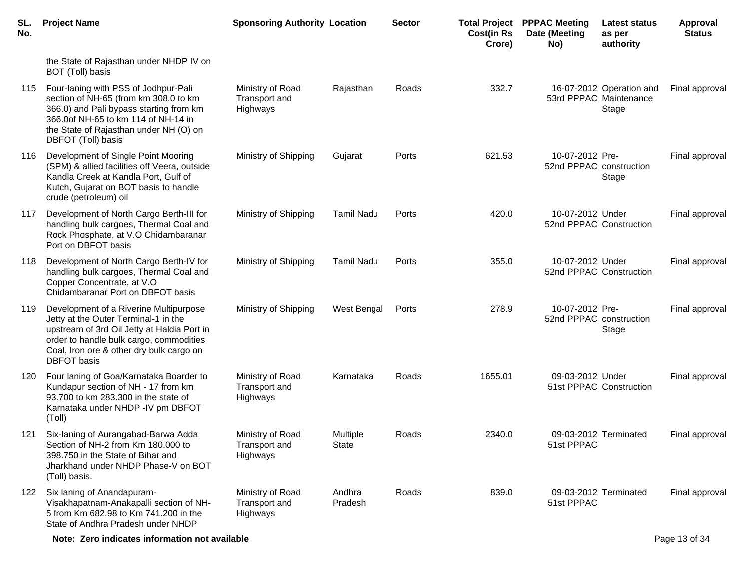| SL. No. | Project Name | Sponsoring Authority | Location | Sector | Total Project Cost(in Rs Crore) | PPPAC Meeting Date (Meeting No) | Latest status as per authority | Approval Status |
|---|---|---|---|---|---|---|---|---|
| | the State of Rajasthan under NHDP IV on BOT (Toll) basis | | | | | | | |
| 115 | Four-laning with PSS of Jodhpur-Pali section of NH-65 (from km 308.0 to km 366.0) and Pali bypass starting from km 366.0of NH-65 to km 114 of NH-14 in the State of Rajasthan under NH (O) on DBFOT (Toll) basis | Ministry of Road Transport and Highways | Rajasthan | Roads | 332.7 | 16-07-2012 53rd PPPAC | Operation and Maintenance Stage | Final approval |
| 116 | Development of Single Point Mooring (SPM) & allied facilities off Veera, outside Kandla Creek at Kandla Port, Gulf of Kutch, Gujarat on BOT basis to handle crude (petroleum) oil | Ministry of Shipping | Gujarat | Ports | 621.53 | 10-07-2012 52nd PPPAC | Pre-construction Stage | Final approval |
| 117 | Development of North Cargo Berth-III for handling bulk cargoes, Thermal Coal and Rock Phosphate, at V.O Chidambaranar Port on DBFOT basis | Ministry of Shipping | Tamil Nadu | Ports | 420.0 | 10-07-2012 52nd PPPAC | Under Construction | Final approval |
| 118 | Development of North Cargo Berth-IV for handling bulk cargoes, Thermal Coal and Copper Concentrate, at V.O Chidambaranar Port on DBFOT basis | Ministry of Shipping | Tamil Nadu | Ports | 355.0 | 10-07-2012 52nd PPPAC | Under Construction | Final approval |
| 119 | Development of a Riverine Multipurpose Jetty at the Outer Terminal-1 in the upstream of 3rd Oil Jetty at Haldia Port in order to handle bulk cargo, commodities Coal, Iron ore & other dry bulk cargo on DBFOT basis | Ministry of Shipping | West Bengal | Ports | 278.9 | 10-07-2012 52nd PPPAC | Pre-construction Stage | Final approval |
| 120 | Four laning of Goa/Karnataka Boarder to Kundapur section of NH - 17 from km 93.700 to km 283.300 in the state of Karnataka under NHDP -IV pm DBFOT (Toll) | Ministry of Road Transport and Highways | Karnataka | Roads | 1655.01 | 09-03-2012 51st PPPAC | Under Construction | Final approval |
| 121 | Six-laning of Aurangabad-Barwa Adda Section of NH-2 from Km 180.000 to 398.750 in the State of Bihar and Jharkhand under NHDP Phase-V on BOT (Toll) basis. | Ministry of Road Transport and Highways | Multiple State | Roads | 2340.0 | 09-03-2012 51st PPPAC | Terminated | Final approval |
| 122 | Six laning of Anandapuram-Visakhapatnam-Anakapalli section of NH-5 from Km 682.98 to Km 741.200 in the State of Andhra Pradesh under NHDP | Ministry of Road Transport and Highways | Andhra Pradesh | Roads | 839.0 | 09-03-2012 51st PPPAC | Terminated | Final approval |

**Note: Zero indicates information not available**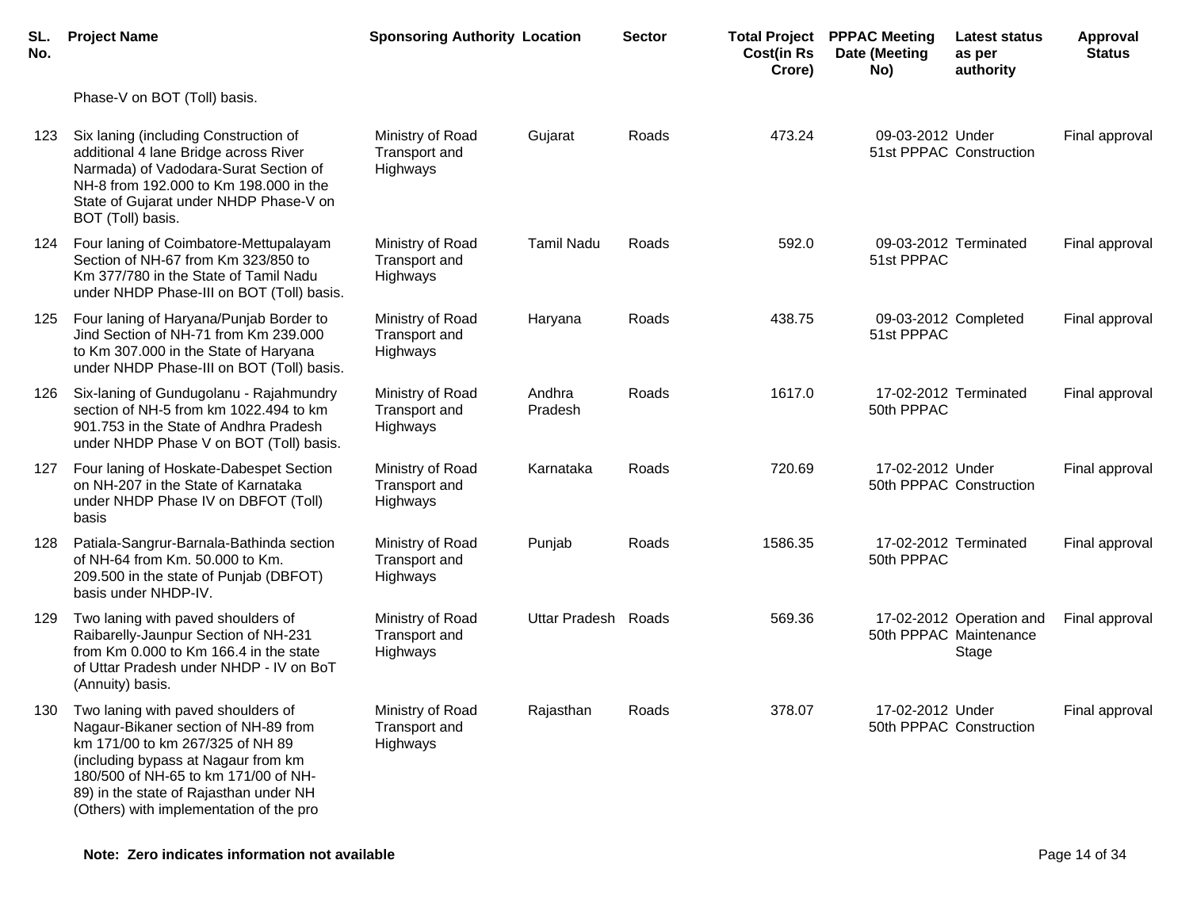| SL. No. | Project Name | Sponsoring Authority | Location | Sector | Total Project Cost(in Rs Crore) | PPPAC Meeting Date (Meeting No) | Latest status as per authority | Approval Status |
|---|---|---|---|---|---|---|---|---|
| | Phase-V on BOT (Toll) basis. | | | | | | | |
| 123 | Six laning (including Construction of additional 4 lane Bridge across River Narmada) of Vadodara-Surat Section of NH-8 from 192.000 to Km 198.000 in the State of Gujarat under NHDP Phase-V on BOT (Toll) basis. | Ministry of Road Transport and Highways | Gujarat | Roads | 473.24 | 09-03-2012 51st PPPAC | Under Construction | Final approval |
| 124 | Four laning of Coimbatore-Mettupalayam Section of NH-67 from Km 323/850 to Km 377/780 in the State of Tamil Nadu under NHDP Phase-III on BOT (Toll) basis. | Ministry of Road Transport and Highways | Tamil Nadu | Roads | 592.0 | 09-03-2012 51st PPPAC | Terminated | Final approval |
| 125 | Four laning of Haryana/Punjab Border to Jind Section of NH-71 from Km 239.000 to Km 307.000 in the State of Haryana under NHDP Phase-III on BOT (Toll) basis. | Ministry of Road Transport and Highways | Haryana | Roads | 438.75 | 09-03-2012 51st PPPAC | Completed | Final approval |
| 126 | Six-laning of Gundugolanu - Rajahmundry section of NH-5 from km 1022.494 to km 901.753 in the State of Andhra Pradesh under NHDP Phase V on BOT (Toll) basis. | Ministry of Road Transport and Highways | Andhra Pradesh | Roads | 1617.0 | 17-02-2012 50th PPPAC | Terminated | Final approval |
| 127 | Four laning of Hoskate-Dabespet Section on NH-207 in the State of Karnataka under NHDP Phase IV on DBFOT (Toll) basis | Ministry of Road Transport and Highways | Karnataka | Roads | 720.69 | 17-02-2012 50th PPPAC | Under Construction | Final approval |
| 128 | Patiala-Sangrur-Barnala-Bathinda section of NH-64 from Km. 50.000 to Km. 209.500 in the state of Punjab (DBFOT) basis under NHDP-IV. | Ministry of Road Transport and Highways | Punjab | Roads | 1586.35 | 17-02-2012 50th PPPAC | Terminated | Final approval |
| 129 | Two laning with paved shoulders of Raibarelly-Jaunpur Section of NH-231 from Km 0.000 to Km 166.4 in the state of Uttar Pradesh under NHDP - IV on BoT (Annuity) basis. | Ministry of Road Transport and Highways | Uttar Pradesh | Roads | 569.36 | 17-02-2012 50th PPPAC | Operation and Maintenance Stage | Final approval |
| 130 | Two laning with paved shoulders of Nagaur-Bikaner section of NH-89 from km 171/00 to km 267/325 of NH 89 (including bypass at Nagaur from km 180/500 of NH-65 to km 171/00 of NH-89) in the state of Rajasthan under NH (Others) with implementation of the pro | Ministry of Road Transport and Highways | Rajasthan | Roads | 378.07 | 17-02-2012 50th PPPAC | Under Construction | Final approval |

**Note: Zero indicates information not available**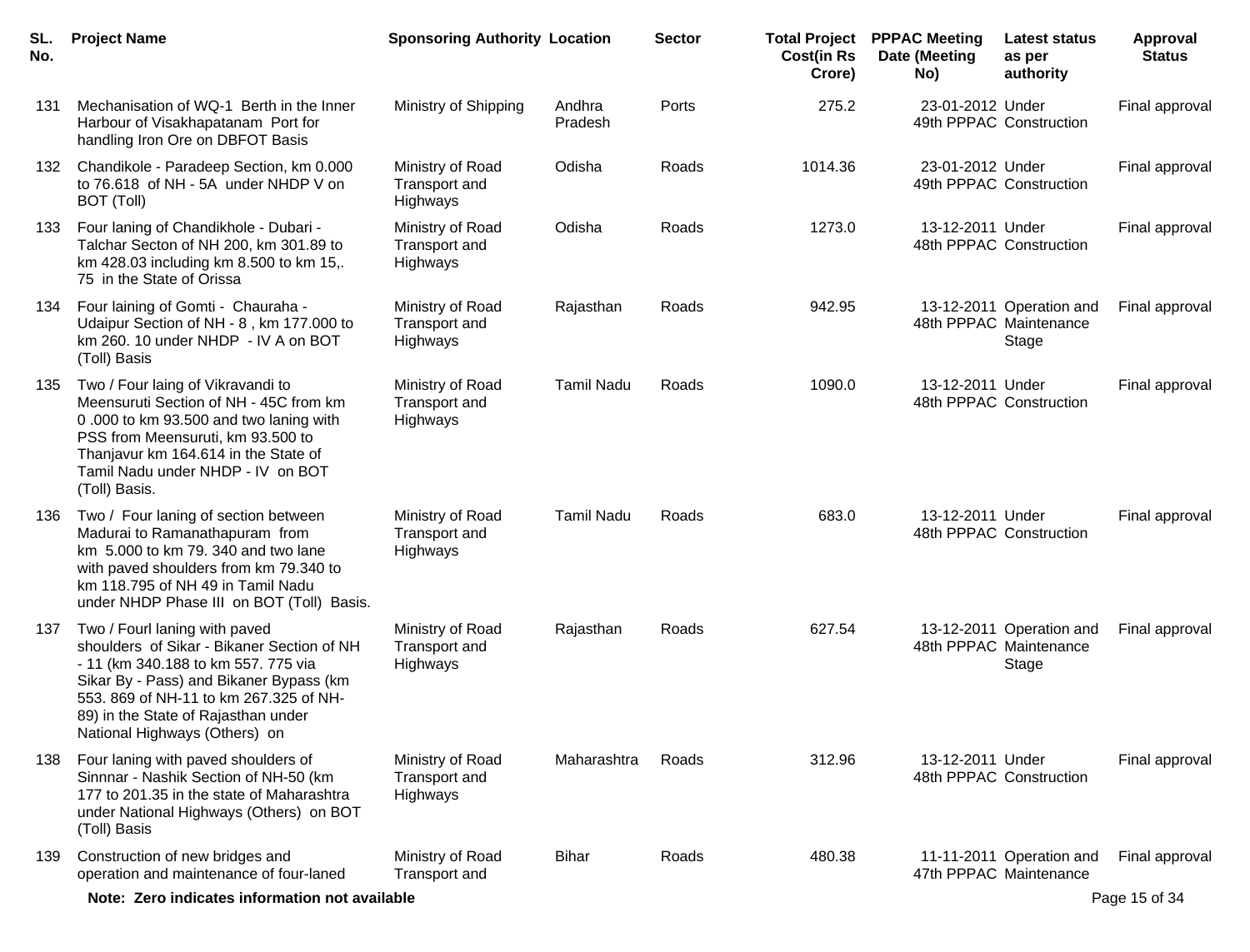| SL. No. | Project Name | Sponsoring Authority | Location | Sector | Total Project Cost(in Rs Crore) | PPPAC Meeting Date (Meeting No) | Latest status as per authority | Approval Status |
|---|---|---|---|---|---|---|---|---|
| 131 | Mechanisation of WQ-1 Berth in the Inner Harbour of Visakhapatanam Port for handling Iron Ore on DBFOT Basis | Ministry of Shipping | Andhra Pradesh | Ports | 275.2 | 23-01-2012 49th PPPAC | Under Construction | Final approval |
| 132 | Chandikole - Paradeep Section, km 0.000 to 76.618 of NH - 5A under NHDP V on BOT (Toll) | Ministry of Road Transport and Highways | Odisha | Roads | 1014.36 | 23-01-2012 49th PPPAC | Under Construction | Final approval |
| 133 | Four laning of Chandikhole - Dubari - Talchar Secton of NH 200, km 301.89 to km 428.03 including km 8.500 to km 15,. 75 in the State of Orissa | Ministry of Road Transport and Highways | Odisha | Roads | 1273.0 | 13-12-2011 48th PPPAC | Under Construction | Final approval |
| 134 | Four laining of Gomti - Chauraha - Udaipur Section of NH - 8 , km 177.000 to km 260. 10 under NHDP - IV A on BOT (Toll) Basis | Ministry of Road Transport and Highways | Rajasthan | Roads | 942.95 | 13-12-2011 48th PPPAC | Operation and Maintenance Stage | Final approval |
| 135 | Two / Four laing of Vikravandi to Meensuruti Section of NH - 45C from km 0 .000 to km 93.500 and two laning with PSS from Meensuruti, km 93.500 to Thanjavur km 164.614 in the State of Tamil Nadu under NHDP - IV on BOT (Toll) Basis. | Ministry of Road Transport and Highways | Tamil Nadu | Roads | 1090.0 | 13-12-2011 48th PPPAC | Under Construction | Final approval |
| 136 | Two / Four laning of section between Madurai to Ramanathapuram from km 5.000 to km 79. 340 and two lane with paved shoulders from km 79.340 to km 118.795 of NH 49 in Tamil Nadu under NHDP Phase III on BOT (Toll) Basis. | Ministry of Road Transport and Highways | Tamil Nadu | Roads | 683.0 | 13-12-2011 48th PPPAC | Under Construction | Final approval |
| 137 | Two / Fourl laning with paved shoulders of Sikar - Bikaner Section of NH - 11 (km 340.188 to km 557. 775 via Sikar By - Pass) and Bikaner Bypass (km 553. 869 of NH-11 to km 267.325 of NH-89) in the State of Rajasthan under National Highways (Others) on | Ministry of Road Transport and Highways | Rajasthan | Roads | 627.54 | 13-12-2011 48th PPPAC | Operation and Maintenance Stage | Final approval |
| 138 | Four laning with paved shoulders of Sinnnar - Nashik Section of NH-50 (km 177 to 201.35 in the state of Maharashtra under National Highways (Others) on BOT (Toll) Basis | Ministry of Road Transport and Highways | Maharashtra | Roads | 312.96 | 13-12-2011 48th PPPAC | Under Construction | Final approval |
| 139 | Construction of new bridges and operation and maintenance of four-laned | Ministry of Road Transport and | Bihar | Roads | 480.38 | 11-11-2011 47th PPPAC | Operation and Maintenance | Final approval |

**Note: Zero indicates information not available**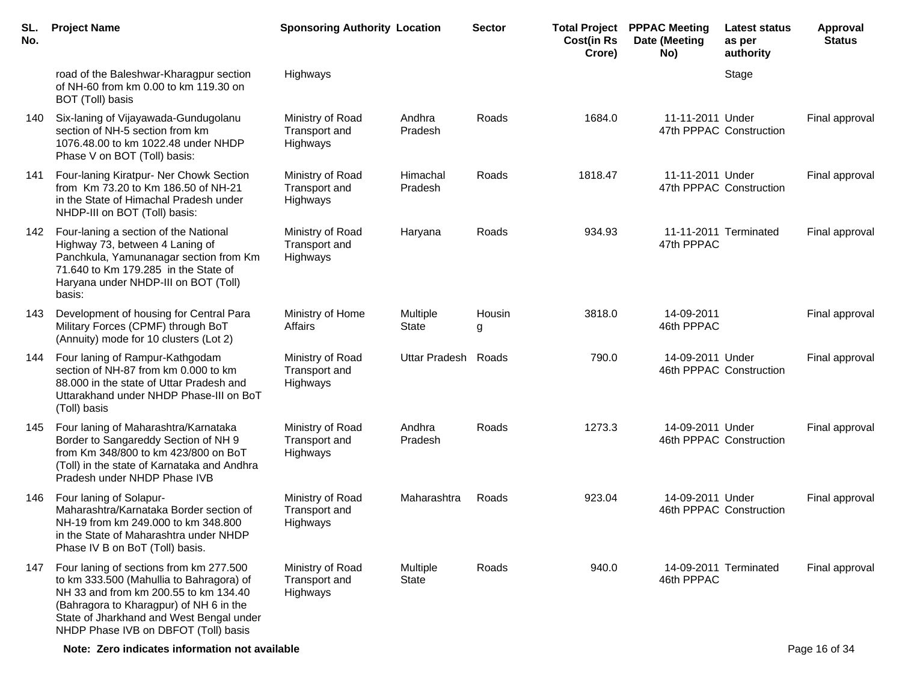| SL. No. | Project Name | Sponsoring Authority | Location | Sector | Total Project Cost(in Rs Crore) | PPPAC Meeting Date (Meeting No) | Latest status as per authority | Approval Status |
|---|---|---|---|---|---|---|---|---|
| | road of the Baleshwar-Kharagpur section of NH-60 from km 0.00 to km 119.30 on BOT (Toll) basis | Highways | | | | | Stage | |
| 140 | Six-laning of Vijayawada-Gundugolanu section of NH-5 section from km 1076.48.00 to km 1022.48 under NHDP Phase V on BOT (Toll) basis: | Ministry of Road Transport and Highways | Andhra Pradesh | Roads | 1684.0 | 11-11-2011 47th PPPAC | Under Construction | Final approval |
| 141 | Four-laning Kiratpur- Ner Chowk Section from Km 73.20 to Km 186.50 of NH-21 in the State of Himachal Pradesh under NHDP-III on BOT (Toll) basis: | Ministry of Road Transport and Highways | Himachal Pradesh | Roads | 1818.47 | 11-11-2011 47th PPPAC | Under Construction | Final approval |
| 142 | Four-laning a section of the National Highway 73, between 4 Laning of Panchkula, Yamunanagar section from Km 71.640 to Km 179.285 in the State of Haryana under NHDP-III on BOT (Toll) basis: | Ministry of Road Transport and Highways | Haryana | Roads | 934.93 | 11-11-2011 47th PPPAC | Terminated | Final approval |
| 143 | Development of housing for Central Para Military Forces (CPMF) through BoT (Annuity) mode for 10 clusters (Lot 2) | Ministry of Home Affairs | Multiple State | Housing | 3818.0 | 14-09-2011 46th PPPAC | | Final approval |
| 144 | Four laning of Rampur-Kathgodam section of NH-87 from km 0.000 to km 88.000 in the state of Uttar Pradesh and Uttarakhand under NHDP Phase-III on BoT (Toll) basis | Ministry of Road Transport and Highways | Uttar Pradesh | Roads | 790.0 | 14-09-2011 46th PPPAC | Under Construction | Final approval |
| 145 | Four laning of Maharashtra/Karnataka Border to Sangareddy Section of NH 9 from Km 348/800 to km 423/800 on BoT (Toll) in the state of Karnataka and Andhra Pradesh under NHDP Phase IVB | Ministry of Road Transport and Highways | Andhra Pradesh | Roads | 1273.3 | 14-09-2011 46th PPPAC | Under Construction | Final approval |
| 146 | Four laning of Solapur-Maharashtra/Karnataka Border section of NH-19 from km 249.000 to km 348.800 in the State of Maharashtra under NHDP Phase IV B on BoT (Toll) basis. | Ministry of Road Transport and Highways | Maharashtra | Roads | 923.04 | 14-09-2011 46th PPPAC | Under Construction | Final approval |
| 147 | Four laning of sections from km 277.500 to km 333.500 (Mahullia to Bahragora) of NH 33 and from km 200.55 to km 134.40 (Bahragora to Kharagpur) of NH 6 in the State of Jharkhand and West Bengal under NHDP Phase IVB on DBFOT (Toll) basis | Ministry of Road Transport and Highways | Multiple State | Roads | 940.0 | 14-09-2011 46th PPPAC | Terminated | Final approval |

**Note: Zero indicates information not available**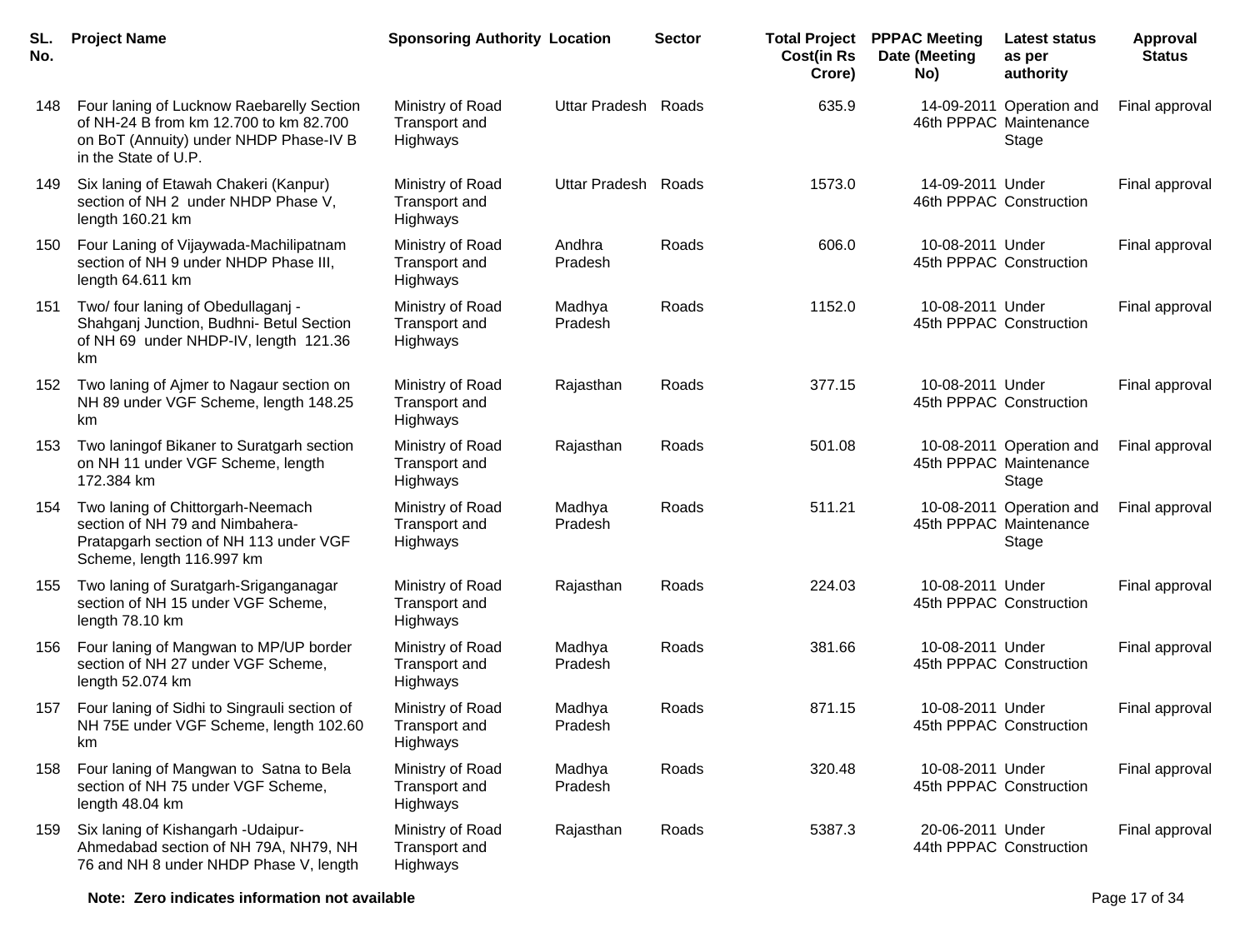| SL. No. | Project Name | Sponsoring Authority | Location | Sector | Total Project Cost(in Rs Crore) | PPPAC Meeting Date (Meeting No) | Latest status as per authority | Approval Status |
|---|---|---|---|---|---|---|---|---|
| 148 | Four laning of Lucknow Raebarelly Section of NH-24 B from km 12.700 to km 82.700 on BoT (Annuity) under NHDP Phase-IV B in the State of U.P. | Ministry of Road Transport and Highways | Uttar Pradesh | Roads | 635.9 | 14-09-2011 46th PPPAC | Operation and Maintenance Stage | Final approval |
| 149 | Six laning of Etawah Chakeri (Kanpur) section of NH 2 under NHDP Phase V, length 160.21 km | Ministry of Road Transport and Highways | Uttar Pradesh | Roads | 1573.0 | 14-09-2011 46th PPPAC | Under Construction | Final approval |
| 150 | Four Laning of Vijaywada-Machilipatnam section of NH 9 under NHDP Phase III, length 64.611 km | Ministry of Road Transport and Highways | Andhra Pradesh | Roads | 606.0 | 10-08-2011 45th PPPAC | Under Construction | Final approval |
| 151 | Two/ four laning of Obedullaganj - Shahganj Junction, Budhni- Betul Section of NH 69 under NHDP-IV, length 121.36 km | Ministry of Road Transport and Highways | Madhya Pradesh | Roads | 1152.0 | 10-08-2011 45th PPPAC | Under Construction | Final approval |
| 152 | Two laning of Ajmer to Nagaur section on NH 89 under VGF Scheme, length 148.25 km | Ministry of Road Transport and Highways | Rajasthan | Roads | 377.15 | 10-08-2011 45th PPPAC | Under Construction | Final approval |
| 153 | Two laningof Bikaner to Suratgarh section on NH 11 under VGF Scheme, length 172.384 km | Ministry of Road Transport and Highways | Rajasthan | Roads | 501.08 | 10-08-2011 45th PPPAC | Operation and Maintenance Stage | Final approval |
| 154 | Two laning of Chittorgarh-Neemach section of NH 79 and Nimbahera-Pratapgarh section of NH 113 under VGF Scheme, length 116.997 km | Ministry of Road Transport and Highways | Madhya Pradesh | Roads | 511.21 | 10-08-2011 45th PPPAC | Operation and Maintenance Stage | Final approval |
| 155 | Two laning of Suratgarh-Sriganganagar section of NH 15 under VGF Scheme, length 78.10 km | Ministry of Road Transport and Highways | Rajasthan | Roads | 224.03 | 10-08-2011 45th PPPAC | Under Construction | Final approval |
| 156 | Four laning of Mangwan to MP/UP border section of NH 27 under VGF Scheme, length 52.074 km | Ministry of Road Transport and Highways | Madhya Pradesh | Roads | 381.66 | 10-08-2011 45th PPPAC | Under Construction | Final approval |
| 157 | Four laning of Sidhi to Singrauli section of NH 75E under VGF Scheme, length 102.60 km | Ministry of Road Transport and Highways | Madhya Pradesh | Roads | 871.15 | 10-08-2011 45th PPPAC | Under Construction | Final approval |
| 158 | Four laning of Mangwan to Satna to Bela section of NH 75 under VGF Scheme, length 48.04 km | Ministry of Road Transport and Highways | Madhya Pradesh | Roads | 320.48 | 10-08-2011 45th PPPAC | Under Construction | Final approval |
| 159 | Six laning of Kishangarh -Udaipur-Ahmedabad section of NH 79A, NH79, NH 76 and NH 8 under NHDP Phase V, length | Ministry of Road Transport and Highways | Rajasthan | Roads | 5387.3 | 20-06-2011 44th PPPAC | Under Construction | Final approval |

**Note: Zero indicates information not available**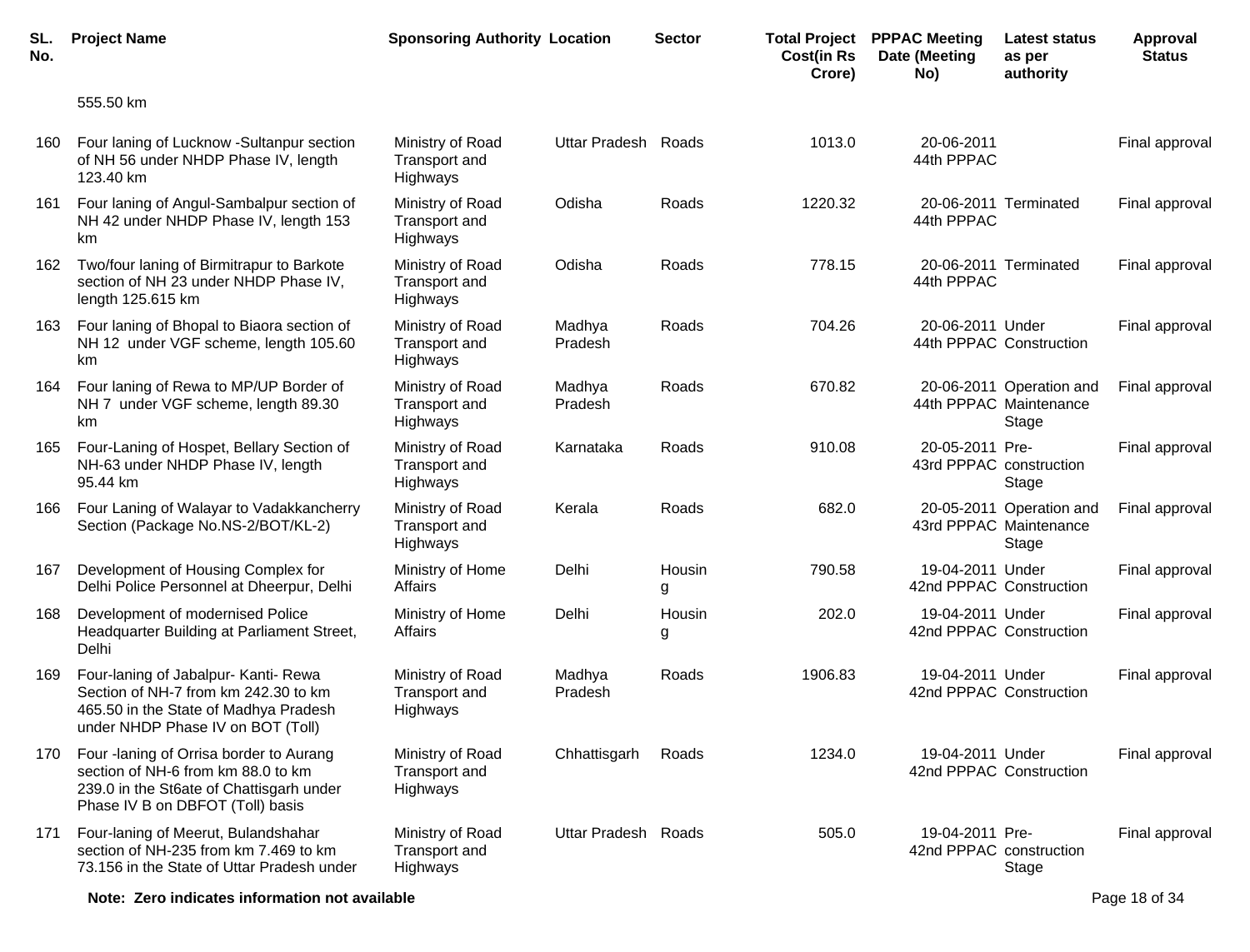| SL. No. | Project Name | Sponsoring Authority | Location | Sector | Total Project Cost(in Rs Crore) | PPPAC Meeting Date (Meeting No) | Latest status as per authority | Approval Status |
|---|---|---|---|---|---|---|---|---|
| | 555.50 km | | | | | | | |
| 160 | Four laning of Lucknow -Sultanpur section of NH 56 under NHDP Phase IV, length 123.40 km | Ministry of Road Transport and Highways | Uttar Pradesh | Roads | 1013.0 | 20-06-2011 44th PPPAC | | Final approval |
| 161 | Four laning of Angul-Sambalpur section of NH 42 under NHDP Phase IV, length 153 km | Ministry of Road Transport and Highways | Odisha | Roads | 1220.32 | 20-06-2011 44th PPPAC | Terminated | Final approval |
| 162 | Two/four laning of Birmitrapur to Barkote section of NH 23 under NHDP Phase IV, length 125.615 km | Ministry of Road Transport and Highways | Odisha | Roads | 778.15 | 20-06-2011 44th PPPAC | Terminated | Final approval |
| 163 | Four laning of Bhopal to Biaora section of NH 12 under VGF scheme, length 105.60 km | Ministry of Road Transport and Highways | Madhya Pradesh | Roads | 704.26 | 20-06-2011 44th PPPAC | Under Construction | Final approval |
| 164 | Four laning of Rewa to MP/UP Border of NH 7 under VGF scheme, length 89.30 km | Ministry of Road Transport and Highways | Madhya Pradesh | Roads | 670.82 | 20-06-2011 44th PPPAC | Operation and Maintenance Stage | Final approval |
| 165 | Four-Laning of Hospet, Bellary Section of NH-63 under NHDP Phase IV, length 95.44 km | Ministry of Road Transport and Highways | Karnataka | Roads | 910.08 | 20-05-2011 43rd PPPAC | Pre-construction Stage | Final approval |
| 166 | Four Laning of Walayar to Vadakkancherry Section (Package No.NS-2/BOT/KL-2) | Ministry of Road Transport and Highways | Kerala | Roads | 682.0 | 20-05-2011 43rd PPPAC | Operation and Maintenance Stage | Final approval |
| 167 | Development of Housing Complex for Delhi Police Personnel at Dheerpur, Delhi | Ministry of Home Affairs | Delhi | Housing | 790.58 | 19-04-2011 42nd PPPAC | Under Construction | Final approval |
| 168 | Development of modernised Police Headquarter Building at Parliament Street, Delhi | Ministry of Home Affairs | Delhi | Housing | 202.0 | 19-04-2011 42nd PPPAC | Under Construction | Final approval |
| 169 | Four-laning of Jabalpur- Kanti- Rewa Section of NH-7 from km 242.30 to km 465.50 in the State of Madhya Pradesh under NHDP Phase IV on BOT (Toll) | Ministry of Road Transport and Highways | Madhya Pradesh | Roads | 1906.83 | 19-04-2011 42nd PPPAC | Under Construction | Final approval |
| 170 | Four -laning of Orrisa border to Aurang section of NH-6 from km 88.0 to km 239.0 in the St6ate of Chattisgarh under Phase IV B on DBFOT (Toll) basis | Ministry of Road Transport and Highways | Chhattisgarh | Roads | 1234.0 | 19-04-2011 42nd PPPAC | Under Construction | Final approval |
| 171 | Four-laning of Meerut, Bulandshahar section of NH-235 from km 7.469 to km 73.156 in the State of Uttar Pradesh under | Ministry of Road Transport and Highways | Uttar Pradesh | Roads | 505.0 | 19-04-2011 42nd PPPAC | Pre-construction Stage | Final approval |

**Note: Zero indicates information not available**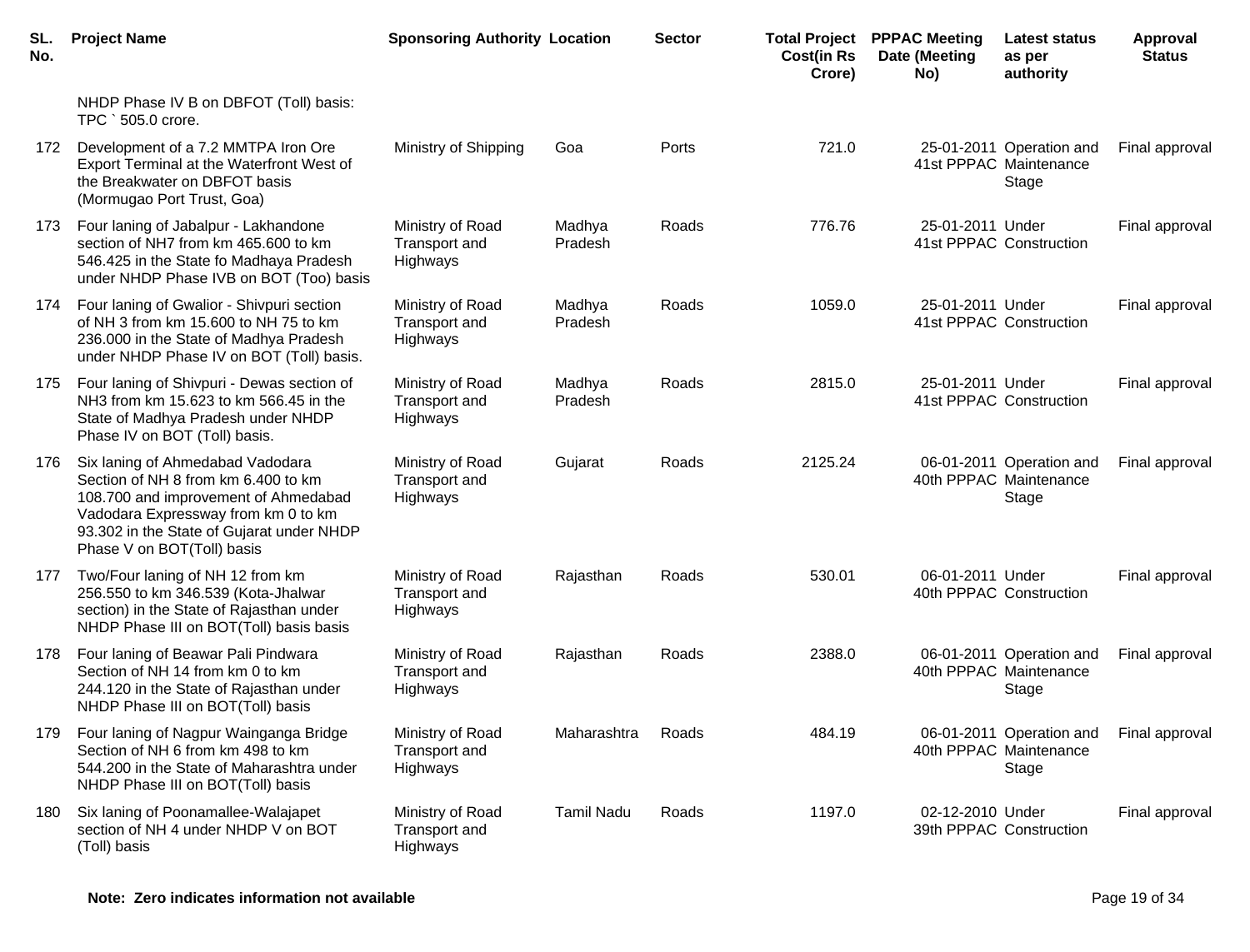| SL. No. | Project Name | Sponsoring Authority | Location | Sector | Total Project Cost(in Rs Crore) | PPPAC Meeting Date (Meeting No) | Latest status as per authority | Approval Status |
|---|---|---|---|---|---|---|---|---|
| | NHDP Phase IV B on DBFOT (Toll) basis: TPC ` 505.0 crore. | | | | | | | |
| 172 | Development of a 7.2 MMTPA Iron Ore Export Terminal at the Waterfront West of the Breakwater on DBFOT basis (Mormugao Port Trust, Goa) | Ministry of Shipping | Goa | Ports | 721.0 | 25-01-2011 41st PPPAC | Operation and Maintenance Stage | Final approval |
| 173 | Four laning of Jabalpur - Lakhandone section of NH7 from km 465.600 to km 546.425 in the State fo Madhaya Pradesh under NHDP Phase IVB on BOT (Too) basis | Ministry of Road Transport and Highways | Madhya Pradesh | Roads | 776.76 | 25-01-2011 41st PPPAC | Under Construction | Final approval |
| 174 | Four laning of Gwalior - Shivpuri section of NH 3 from km 15.600 to NH 75 to km 236.000 in the State of Madhya Pradesh under NHDP Phase IV on BOT (Toll) basis. | Ministry of Road Transport and Highways | Madhya Pradesh | Roads | 1059.0 | 25-01-2011 41st PPPAC | Under Construction | Final approval |
| 175 | Four laning of Shivpuri - Dewas section of NH3 from km 15.623 to km 566.45 in the State of Madhya Pradesh under NHDP Phase IV on BOT (Toll) basis. | Ministry of Road Transport and Highways | Madhya Pradesh | Roads | 2815.0 | 25-01-2011 41st PPPAC | Under Construction | Final approval |
| 176 | Six laning of Ahmedabad Vadodara Section of NH 8 from km 6.400 to km 108.700 and improvement of Ahmedabad Vadodara Expressway from km 0 to km 93.302 in the State of Gujarat under NHDP Phase V on BOT(Toll) basis | Ministry of Road Transport and Highways | Gujarat | Roads | 2125.24 | 06-01-2011 40th PPPAC | Operation and Maintenance Stage | Final approval |
| 177 | Two/Four laning of NH 12 from km 256.550 to km 346.539 (Kota-Jhalwar section) in the State of Rajasthan under NHDP Phase III on BOT(Toll) basis basis | Ministry of Road Transport and Highways | Rajasthan | Roads | 530.01 | 06-01-2011 40th PPPAC | Under Construction | Final approval |
| 178 | Four laning of Beawar Pali Pindwara Section of NH 14 from km 0 to km 244.120 in the State of Rajasthan under NHDP Phase III on BOT(Toll) basis | Ministry of Road Transport and Highways | Rajasthan | Roads | 2388.0 | 06-01-2011 40th PPPAC | Operation and Maintenance Stage | Final approval |
| 179 | Four laning of Nagpur Wainganga Bridge Section of NH 6 from km 498 to km 544.200 in the State of Maharashtra under NHDP Phase III on BOT(Toll) basis | Ministry of Road Transport and Highways | Maharashtra | Roads | 484.19 | 06-01-2011 40th PPPAC | Operation and Maintenance Stage | Final approval |
| 180 | Six laning of Poonamallee-Walajapet section of NH 4 under NHDP V on BOT (Toll) basis | Ministry of Road Transport and Highways | Tamil Nadu | Roads | 1197.0 | 02-12-2010 39th PPPAC | Under Construction | Final approval |

**Note: Zero indicates information not available**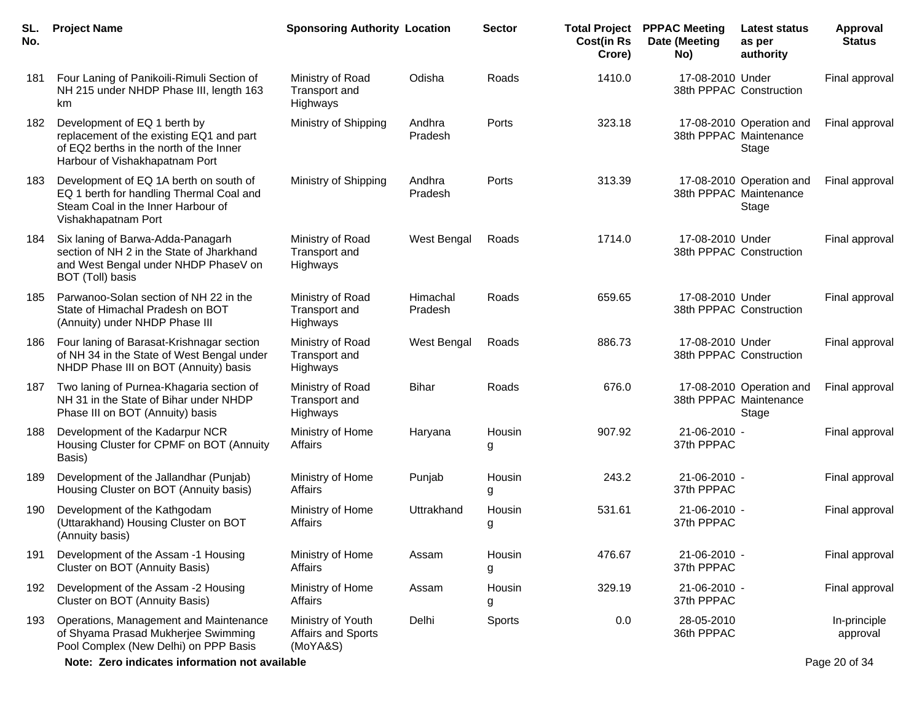| SL. No. | Project Name | Sponsoring Authority | Location | Sector | Total Project Cost(in Rs Crore) | PPPAC Meeting Date (Meeting No) | Latest status as per authority | Approval Status |
|---|---|---|---|---|---|---|---|---|
| 181 | Four Laning of Panikoili-Rimuli Section of NH 215 under NHDP Phase III, length 163 km | Ministry of Road Transport and Highways | Odisha | Roads | 1410.0 | 17-08-2010 38th PPPAC | Under Construction | Final approval |
| 182 | Development of EQ 1 berth by replacement of the existing EQ1 and part of EQ2 berths in the north of the Inner Harbour of Vishakhapatnam Port | Ministry of Shipping | Andhra Pradesh | Ports | 323.18 | 17-08-2010 38th PPPAC | Operation and Maintenance Stage | Final approval |
| 183 | Development of EQ 1A berth on south of EQ 1 berth for handling Thermal Coal and Steam Coal in the Inner Harbour of Vishakhapatnam Port | Ministry of Shipping | Andhra Pradesh | Ports | 313.39 | 17-08-2010 38th PPPAC | Operation and Maintenance Stage | Final approval |
| 184 | Six laning of Barwa-Adda-Panagarh section of NH 2 in the State of Jharkhand and West Bengal under NHDP PhaseV on BOT (Toll) basis | Ministry of Road Transport and Highways | West Bengal | Roads | 1714.0 | 17-08-2010 38th PPPAC | Under Construction | Final approval |
| 185 | Parwanoo-Solan section of NH 22 in the State of Himachal Pradesh on BOT (Annuity) under NHDP Phase III | Ministry of Road Transport and Highways | Himachal Pradesh | Roads | 659.65 | 17-08-2010 38th PPPAC | Under Construction | Final approval |
| 186 | Four laning of Barasat-Krishnagar section of NH 34 in the State of West Bengal under NHDP Phase III on BOT (Annuity) basis | Ministry of Road Transport and Highways | West Bengal | Roads | 886.73 | 17-08-2010 38th PPPAC | Under Construction | Final approval |
| 187 | Two laning of Purnea-Khagaria section of NH 31 in the State of Bihar under NHDP Phase III on BOT (Annuity) basis | Ministry of Road Transport and Highways | Bihar | Roads | 676.0 | 17-08-2010 38th PPPAC | Operation and Maintenance Stage | Final approval |
| 188 | Development of the Kadarpur NCR Housing Cluster for CPMF on BOT (Annuity Basis) | Ministry of Home Affairs | Haryana | Housing | 907.92 | 21-06-2010 37th PPPAC | - | Final approval |
| 189 | Development of the Jallandhar (Punjab) Housing Cluster on BOT (Annuity basis) | Ministry of Home Affairs | Punjab | Housing | 243.2 | 21-06-2010 37th PPPAC | - | Final approval |
| 190 | Development of the Kathgodam (Uttarakhand) Housing Cluster on BOT (Annuity basis) | Ministry of Home Affairs | Uttrakhand | Housing | 531.61 | 21-06-2010 37th PPPAC | - | Final approval |
| 191 | Development of the Assam -1 Housing Cluster on BOT (Annuity Basis) | Ministry of Home Affairs | Assam | Housing | 476.67 | 21-06-2010 37th PPPAC | - | Final approval |
| 192 | Development of the Assam -2 Housing Cluster on BOT (Annuity Basis) | Ministry of Home Affairs | Assam | Housing | 329.19 | 21-06-2010 37th PPPAC | - | Final approval |
| 193 | Operations, Management and Maintenance of Shyama Prasad Mukherjee Swimming Pool Complex (New Delhi) on PPP Basis | Ministry of Youth Affairs and Sports (MoYA&S) | Delhi | Sports | 0.0 | 28-05-2010 36th PPPAC | | In-principle approval |

**Note: Zero indicates information not available**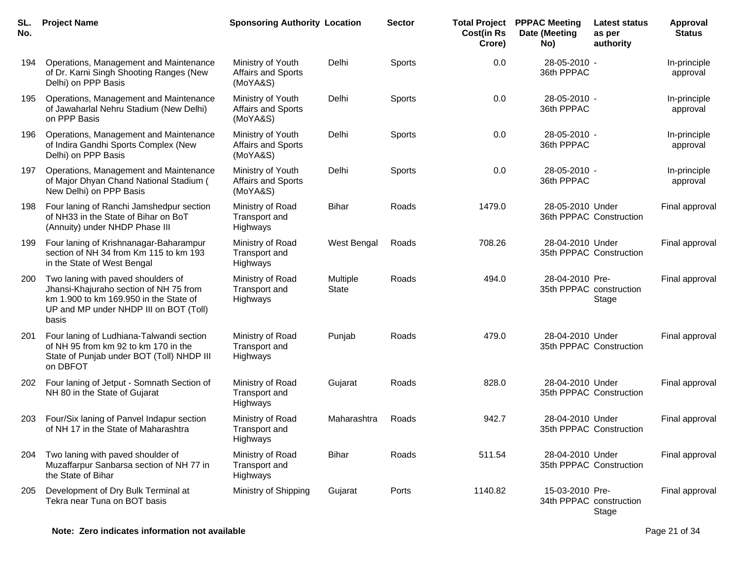| SL. No. | Project Name | Sponsoring Authority | Location | Sector | Total Project Cost(in Rs Crore) | PPPAC Meeting Date (Meeting No) | Latest status as per authority | Approval Status |
|---|---|---|---|---|---|---|---|---|
| 194 | Operations, Management and Maintenance of Dr. Karni Singh Shooting Ranges (New Delhi) on PPP Basis | Ministry of Youth Affairs and Sports (MoYA&S) | Delhi | Sports | 0.0 | 28-05-2010 - 36th PPPAC | | In-principle approval |
| 195 | Operations, Management and Maintenance of Jawaharlal Nehru Stadium (New Delhi) on PPP Basis | Ministry of Youth Affairs and Sports (MoYA&S) | Delhi | Sports | 0.0 | 28-05-2010 - 36th PPPAC | | In-principle approval |
| 196 | Operations, Management and Maintenance of Indira Gandhi Sports Complex (New Delhi) on PPP Basis | Ministry of Youth Affairs and Sports (MoYA&S) | Delhi | Sports | 0.0 | 28-05-2010 - 36th PPPAC | | In-principle approval |
| 197 | Operations, Management and Maintenance of Major Dhyan Chand National Stadium ( New Delhi) on PPP Basis | Ministry of Youth Affairs and Sports (MoYA&S) | Delhi | Sports | 0.0 | 28-05-2010 - 36th PPPAC | | In-principle approval |
| 198 | Four laning of Ranchi Jamshedpur section of NH33 in the State of Bihar on BoT (Annuity) under NHDP Phase III | Ministry of Road Transport and Highways | Bihar | Roads | 1479.0 | 28-05-2010 36th PPPAC | Under Construction | Final approval |
| 199 | Four laning of Krishnanagar-Baharampur section of NH 34 from Km 115 to km 193 in the State of West Bengal | Ministry of Road Transport and Highways | West Bengal | Roads | 708.26 | 28-04-2010 35th PPPAC | Under Construction | Final approval |
| 200 | Two laning with paved shoulders of Jhansi-Khajuraho section of NH 75 from km 1.900 to km 169.950 in the State of UP and MP under NHDP III on BOT (Toll) basis | Ministry of Road Transport and Highways | Multiple State | Roads | 494.0 | 28-04-2010 35th PPPAC | Pre-construction Stage | Final approval |
| 201 | Four laning of Ludhiana-Talwandi section of NH 95 from km 92 to km 170 in the State of Punjab under BOT (Toll) NHDP III on DBFOT | Ministry of Road Transport and Highways | Punjab | Roads | 479.0 | 28-04-2010 35th PPPAC | Under Construction | Final approval |
| 202 | Four laning of Jetput - Somnath Section of NH 80 in the State of Gujarat | Ministry of Road Transport and Highways | Gujarat | Roads | 828.0 | 28-04-2010 35th PPPAC | Under Construction | Final approval |
| 203 | Four/Six laning of Panvel Indapur section of NH 17 in the State of Maharashtra | Ministry of Road Transport and Highways | Maharashtra | Roads | 942.7 | 28-04-2010 35th PPPAC | Under Construction | Final approval |
| 204 | Two laning with paved shoulder of Muzaffarpur Sanbarsa section of NH 77 in the State of Bihar | Ministry of Road Transport and Highways | Bihar | Roads | 511.54 | 28-04-2010 35th PPPAC | Under Construction | Final approval |
| 205 | Development of Dry Bulk Terminal at Tekra near Tuna on BOT basis | Ministry of Shipping | Gujarat | Ports | 1140.82 | 15-03-2010 34th PPPAC | Pre-construction Stage | Final approval |

**Note: Zero indicates information not available**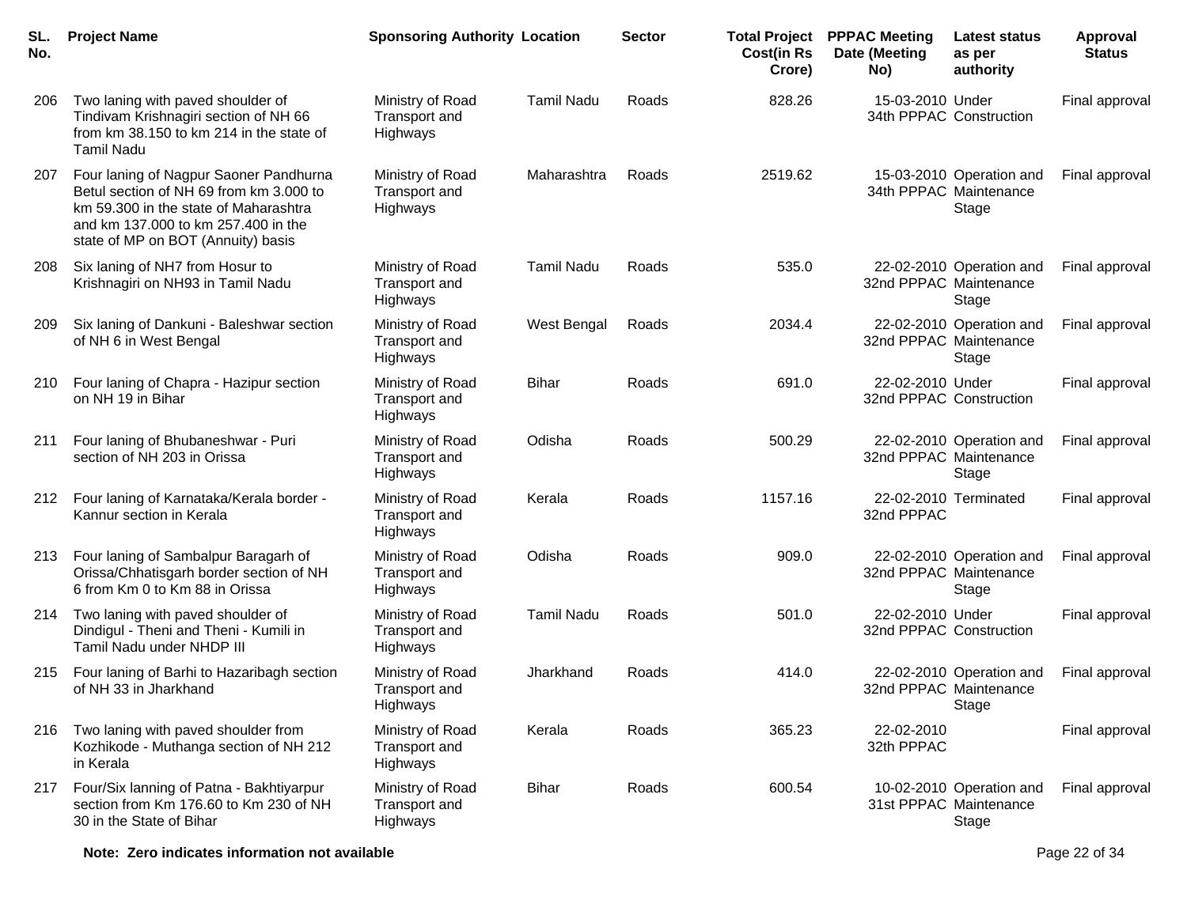| SL. No. | Project Name | Sponsoring Authority | Location | Sector | Total Project Cost(in Rs Crore) | PPPAC Meeting Date (Meeting No) | Latest status as per authority | Approval Status |
|---|---|---|---|---|---|---|---|---|
| 206 | Two laning with paved shoulder of Tindivam Krishnagiri section of NH 66 from km 38.150 to km 214 in the state of Tamil Nadu | Ministry of Road Transport and Highways | Tamil Nadu | Roads | 828.26 | 15-03-2010 34th PPPAC | Under Construction | Final approval |
| 207 | Four laning of Nagpur Saoner Pandhurna Betul section of NH 69 from km 3.000 to km 59.300 in the state of Maharashtra and km 137.000 to km 257.400 in the state of MP on BOT (Annuity) basis | Ministry of Road Transport and Highways | Maharashtra | Roads | 2519.62 | 15-03-2010 34th PPPAC | Operation and Maintenance Stage | Final approval |
| 208 | Six laning of NH7 from Hosur to Krishnagiri on NH93 in Tamil Nadu | Ministry of Road Transport and Highways | Tamil Nadu | Roads | 535.0 | 22-02-2010 32nd PPPAC | Operation and Maintenance Stage | Final approval |
| 209 | Six laning of Dankuni - Baleshwar section of NH 6 in West Bengal | Ministry of Road Transport and Highways | West Bengal | Roads | 2034.4 | 22-02-2010 32nd PPPAC | Operation and Maintenance Stage | Final approval |
| 210 | Four laning of Chapra - Hazipur section on NH 19 in Bihar | Ministry of Road Transport and Highways | Bihar | Roads | 691.0 | 22-02-2010 32nd PPPAC | Under Construction | Final approval |
| 211 | Four laning of Bhubaneshwar - Puri section of NH 203 in Orissa | Ministry of Road Transport and Highways | Odisha | Roads | 500.29 | 22-02-2010 32nd PPPAC | Operation and Maintenance Stage | Final approval |
| 212 | Four laning of Karnataka/Kerala border - Kannur section in Kerala | Ministry of Road Transport and Highways | Kerala | Roads | 1157.16 | 22-02-2010 32nd PPPAC | Terminated | Final approval |
| 213 | Four laning of Sambalpur Baragarh of Orissa/Chhatisgarh border section of NH 6 from Km 0 to Km 88 in Orissa | Ministry of Road Transport and Highways | Odisha | Roads | 909.0 | 22-02-2010 32nd PPPAC | Operation and Maintenance Stage | Final approval |
| 214 | Two laning with paved shoulder of Dindigul - Theni and Theni - Kumili in Tamil Nadu under NHDP III | Ministry of Road Transport and Highways | Tamil Nadu | Roads | 501.0 | 22-02-2010 32nd PPPAC | Under Construction | Final approval |
| 215 | Four laning of Barhi to Hazaribagh section of NH 33 in Jharkhand | Ministry of Road Transport and Highways | Jharkhand | Roads | 414.0 | 22-02-2010 32nd PPPAC | Operation and Maintenance Stage | Final approval |
| 216 | Two laning with paved shoulder from Kozhikode - Muthanga section of NH 212 in Kerala | Ministry of Road Transport and Highways | Kerala | Roads | 365.23 | 22-02-2010 32th PPPAC | | Final approval |
| 217 | Four/Six lanning of Patna - Bakhtiyarpur section from Km 176.60 to Km 230 of NH 30 in the State of Bihar | Ministry of Road Transport and Highways | Bihar | Roads | 600.54 | 10-02-2010 31st PPPAC | Operation and Maintenance Stage | Final approval |

**Note: Zero indicates information not available**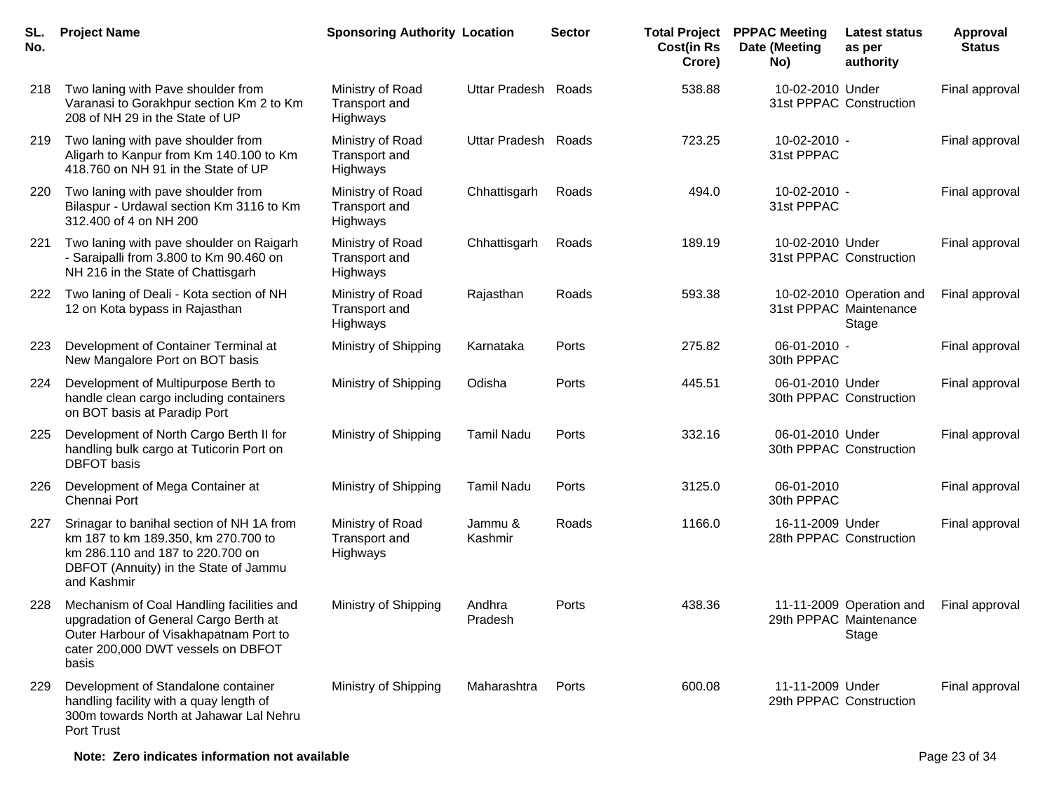| SL. No. | Project Name | Sponsoring Authority | Location | Sector | Total Project Cost(in Rs Crore) | PPPAC Meeting Date (Meeting No) | Latest status as per authority | Approval Status |
|---|---|---|---|---|---|---|---|---|
| 218 | Two laning with Pave shoulder from Varanasi to Gorakhpur section Km 2 to Km 208 of NH 29 in the State of UP | Ministry of Road Transport and Highways | Uttar Pradesh | Roads | 538.88 | 10-02-2010 31st PPPAC | Under Construction | Final approval |
| 219 | Two laning with pave shoulder from Aligarh to Kanpur from Km 140.100 to Km 418.760 on NH 91 in the State of UP | Ministry of Road Transport and Highways | Uttar Pradesh | Roads | 723.25 | 10-02-2010 31st PPPAC | - | Final approval |
| 220 | Two laning with pave shoulder from Bilaspur - Urdawal section Km 3116 to Km 312.400 of 4 on NH 200 | Ministry of Road Transport and Highways | Chhattisgarh | Roads | 494.0 | 10-02-2010 31st PPPAC | - | Final approval |
| 221 | Two laning with pave shoulder on Raigarh - Saraipalli from 3.800 to Km 90.460 on NH 216 in the State of Chattisgarh | Ministry of Road Transport and Highways | Chhattisgarh | Roads | 189.19 | 10-02-2010 31st PPPAC | Under Construction | Final approval |
| 222 | Two laning of Deali - Kota section of NH 12 on Kota bypass in Rajasthan | Ministry of Road Transport and Highways | Rajasthan | Roads | 593.38 | 10-02-2010 31st PPPAC | Operation and Maintenance Stage | Final approval |
| 223 | Development of Container Terminal at New Mangalore Port on BOT basis | Ministry of Shipping | Karnataka | Ports | 275.82 | 06-01-2010 30th PPPAC | - | Final approval |
| 224 | Development of Multipurpose Berth to handle clean cargo including containers on BOT basis at Paradip Port | Ministry of Shipping | Odisha | Ports | 445.51 | 06-01-2010 30th PPPAC | Under Construction | Final approval |
| 225 | Development of North Cargo Berth II for handling bulk cargo at Tuticorin Port on DBFOT basis | Ministry of Shipping | Tamil Nadu | Ports | 332.16 | 06-01-2010 30th PPPAC | Under Construction | Final approval |
| 226 | Development of Mega Container at Chennai Port | Ministry of Shipping | Tamil Nadu | Ports | 3125.0 | 06-01-2010 30th PPPAC | | Final approval |
| 227 | Srinagar to banihal section of NH 1A from km 187 to km 189.350, km 270.700 to km 286.110 and 187 to 220.700 on DBFOT (Annuity) in the State of Jammu and Kashmir | Ministry of Road Transport and Highways | Jammu & Kashmir | Roads | 1166.0 | 16-11-2009 28th PPPAC | Under Construction | Final approval |
| 228 | Mechanism of Coal Handling facilities and upgradation of General Cargo Berth at Outer Harbour of Visakhapatnam Port to cater 200,000 DWT vessels on DBFOT basis | Ministry of Shipping | Andhra Pradesh | Ports | 438.36 | 11-11-2009 29th PPPAC | Operation and Maintenance Stage | Final approval |
| 229 | Development of Standalone container handling facility with a quay length of 300m towards North at Jahawar Lal Nehru Port Trust | Ministry of Shipping | Maharashtra | Ports | 600.08 | 11-11-2009 29th PPPAC | Under Construction | Final approval |

**Note: Zero indicates information not available**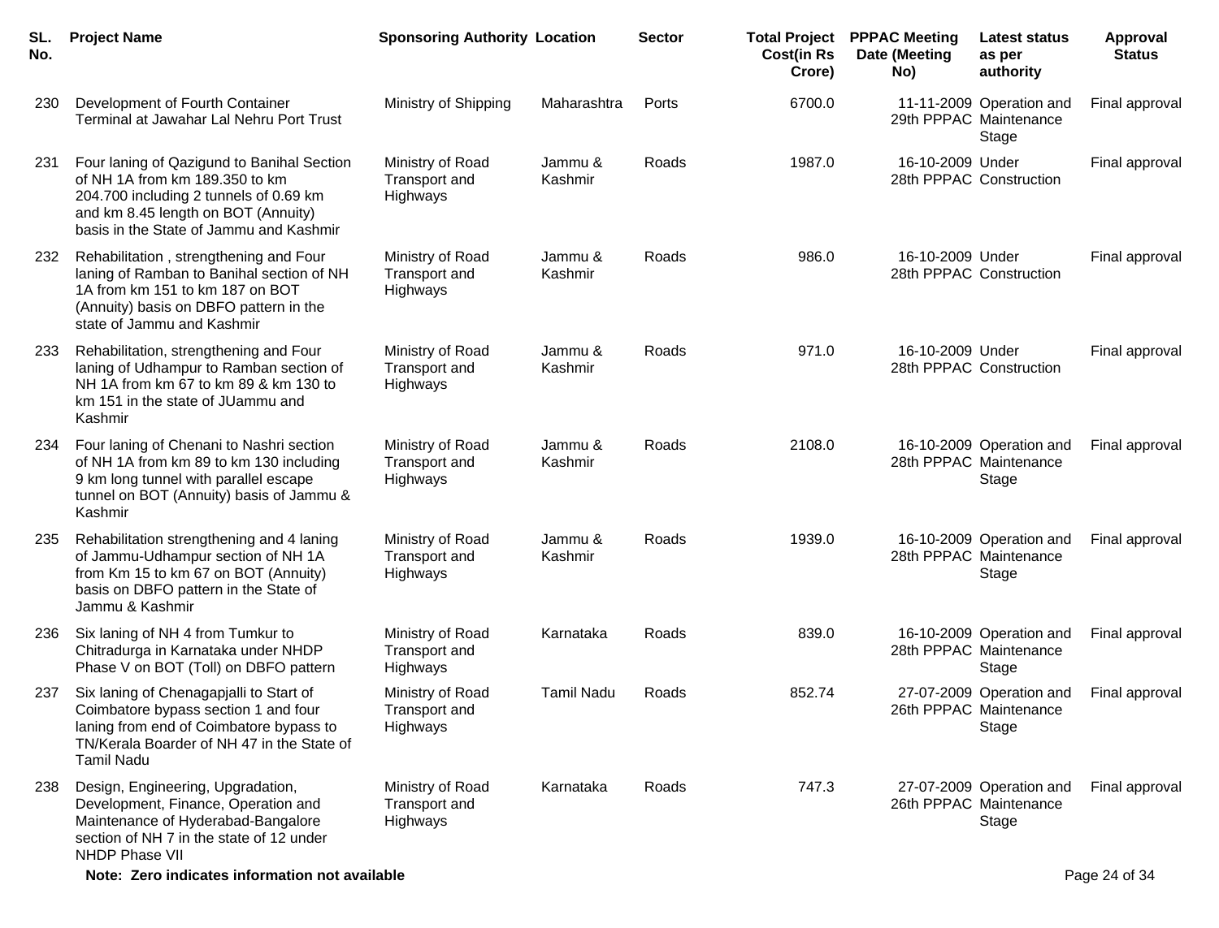| SL. No. | Project Name | Sponsoring Authority | Location | Sector | Total Project Cost(in Rs Crore) | PPPAC Meeting Date (Meeting No) | Latest status as per authority | Approval Status |
|---|---|---|---|---|---|---|---|---|
| 230 | Development of Fourth Container Terminal at Jawahar Lal Nehru Port Trust | Ministry of Shipping | Maharashtra | Ports | 6700.0 | 11-11-2009 29th PPPAC | Operation and Maintenance Stage | Final approval |
| 231 | Four laning of Qazigund to Banihal Section of NH 1A from km 189.350 to km 204.700 including 2 tunnels of 0.69 km and km 8.45 length on BOT (Annuity) basis in the State of Jammu and Kashmir | Ministry of Road Transport and Highways | Jammu & Kashmir | Roads | 1987.0 | 16-10-2009 28th PPPAC | Under Construction | Final approval |
| 232 | Rehabilitation , strengthening and Four laning of Ramban to Banihal section of NH 1A from km 151 to km 187 on BOT (Annuity) basis on DBFO pattern in the state of Jammu and Kashmir | Ministry of Road Transport and Highways | Jammu & Kashmir | Roads | 986.0 | 16-10-2009 28th PPPAC | Under Construction | Final approval |
| 233 | Rehabilitation, strengthening and Four laning of Udhampur to Ramban section of NH 1A from km 67 to km 89 & km 130 to km 151 in the state of JUammu and Kashmir | Ministry of Road Transport and Highways | Jammu & Kashmir | Roads | 971.0 | 16-10-2009 28th PPPAC | Under Construction | Final approval |
| 234 | Four laning of Chenani to Nashri section of NH 1A from km 89 to km 130 including 9 km long tunnel with parallel escape tunnel on BOT (Annuity) basis of Jammu & Kashmir | Ministry of Road Transport and Highways | Jammu & Kashmir | Roads | 2108.0 | 16-10-2009 28th PPPAC | Operation and Maintenance Stage | Final approval |
| 235 | Rehabilitation strengthening and 4 laning of Jammu-Udhampur section of NH 1A from Km 15 to km 67 on BOT (Annuity) basis on DBFO pattern in the State of Jammu & Kashmir | Ministry of Road Transport and Highways | Jammu & Kashmir | Roads | 1939.0 | 16-10-2009 28th PPPAC | Operation and Maintenance Stage | Final approval |
| 236 | Six laning of NH 4 from Tumkur to Chitradurga in Karnataka under NHDP Phase V on BOT (Toll) on DBFO pattern | Ministry of Road Transport and Highways | Karnataka | Roads | 839.0 | 16-10-2009 28th PPPAC | Operation and Maintenance Stage | Final approval |
| 237 | Six laning of Chenagapjalli to Start of Coimbatore bypass section 1 and four laning from end of Coimbatore bypass to TN/Kerala Boarder of NH 47 in the State of Tamil Nadu | Ministry of Road Transport and Highways | Tamil Nadu | Roads | 852.74 | 27-07-2009 26th PPPAC | Operation and Maintenance Stage | Final approval |
| 238 | Design, Engineering, Upgradation, Development, Finance, Operation and Maintenance of Hyderabad-Bangalore section of NH 7 in the state of 12 under NHDP Phase VII | Ministry of Road Transport and Highways | Karnataka | Roads | 747.3 | 27-07-2009 26th PPPAC | Operation and Maintenance Stage | Final approval |

**Note: Zero indicates information not available**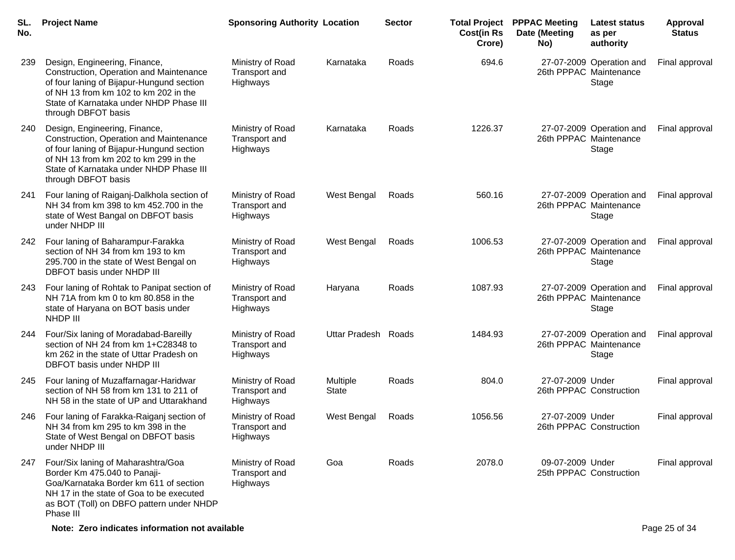| SL. No. | Project Name | Sponsoring Authority | Location | Sector | Total Project Cost(in Rs Crore) | PPPAC Meeting Date (Meeting No) | Latest status as per authority | Approval Status |
|---|---|---|---|---|---|---|---|---|
| 239 | Design, Engineering, Finance, Construction, Operation and Maintenance of four laning of Bijapur-Hungund section of NH 13 from km 102 to km 202 in the State of Karnataka under NHDP Phase III through DBFOT basis | Ministry of Road Transport and Highways | Karnataka | Roads | 694.6 | 27-07-2009 26th PPPAC | Operation and Maintenance Stage | Final approval |
| 240 | Design, Engineering, Finance, Construction, Operation and Maintenance of four laning of Bijapur-Hungund section of NH 13 from km 202 to km 299 in the State of Karnataka under NHDP Phase III through DBFOT basis | Ministry of Road Transport and Highways | Karnataka | Roads | 1226.37 | 27-07-2009 26th PPPAC | Operation and Maintenance Stage | Final approval |
| 241 | Four laning of Raiganj-Dalkhola section of NH 34 from km 398 to km 452.700 in the state of West Bangal on DBFOT basis under NHDP III | Ministry of Road Transport and Highways | West Bengal | Roads | 560.16 | 27-07-2009 26th PPPAC | Operation and Maintenance Stage | Final approval |
| 242 | Four laning of Baharampur-Farakka section of NH 34 from km 193 to km 295.700 in the state of West Bengal on DBFOT basis under NHDP III | Ministry of Road Transport and Highways | West Bengal | Roads | 1006.53 | 27-07-2009 26th PPPAC | Operation and Maintenance Stage | Final approval |
| 243 | Four laning of Rohtak to Panipat section of NH 71A from km 0 to km 80.858 in the state of Haryana on BOT basis under NHDP III | Ministry of Road Transport and Highways | Haryana | Roads | 1087.93 | 27-07-2009 26th PPPAC | Operation and Maintenance Stage | Final approval |
| 244 | Four/Six laning of Moradabad-Bareilly section of NH 24 from km 1+C28348 to km 262 in the state of Uttar Pradesh on DBFOT basis under NHDP III | Ministry of Road Transport and Highways | Uttar Pradesh | Roads | 1484.93 | 27-07-2009 26th PPPAC | Operation and Maintenance Stage | Final approval |
| 245 | Four laning of Muzaffarnagar-Haridwar section of NH 58 from km 131 to 211 of NH 58 in the state of UP and Uttarakhand | Ministry of Road Transport and Highways | Multiple State | Roads | 804.0 | 27-07-2009 26th PPPAC | Under Construction | Final approval |
| 246 | Four laning of Farakka-Raiganj section of NH 34 from km 295 to km 398 in the State of West Bengal on DBFOT basis under NHDP III | Ministry of Road Transport and Highways | West Bengal | Roads | 1056.56 | 27-07-2009 26th PPPAC | Under Construction | Final approval |
| 247 | Four/Six laning of Maharashtra/Goa Border Km 475.040 to Panaji-Goa/Karnataka Border km 611 of section NH 17 in the state of Goa to be executed as BOT (Toll) on DBFO pattern under NHDP Phase III | Ministry of Road Transport and Highways | Goa | Roads | 2078.0 | 09-07-2009 25th PPPAC | Under Construction | Final approval |

**Note: Zero indicates information not available**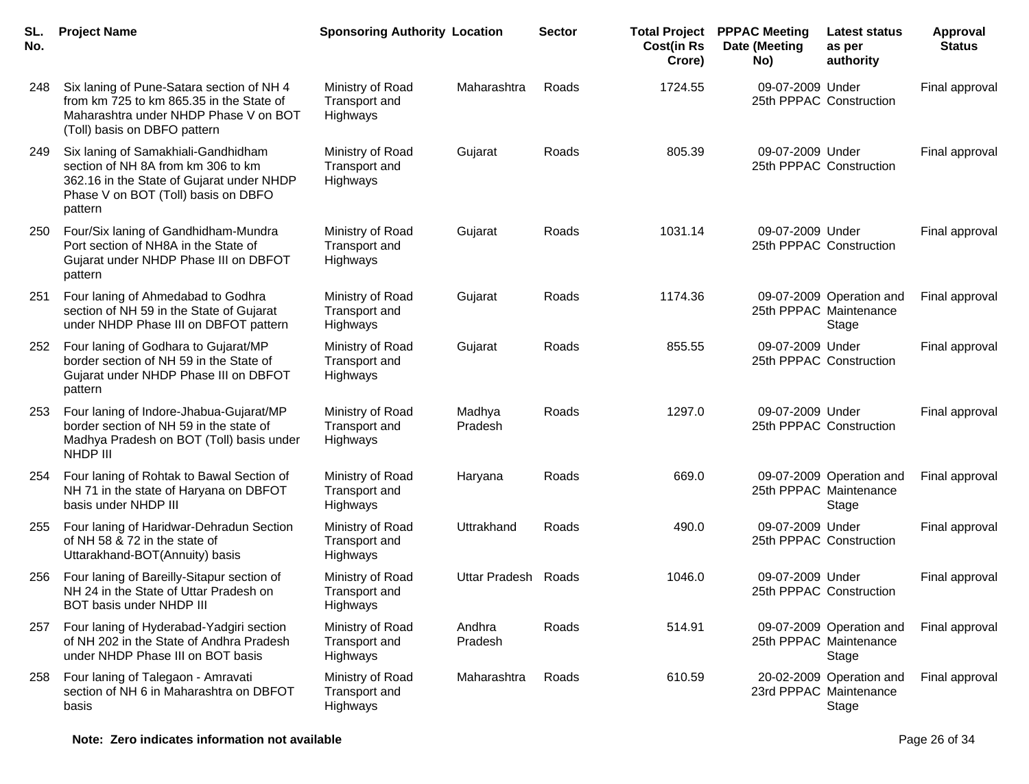| SL. No. | Project Name | Sponsoring Authority | Location | Sector | Total Project Cost(in Rs Crore) | PPPAC Meeting Date (Meeting No) | Latest status as per authority | Approval Status |
|---|---|---|---|---|---|---|---|---|
| 248 | Six laning of Pune-Satara section of NH 4 from km 725 to km 865.35 in the State of Maharashtra under NHDP Phase V on BOT (Toll) basis on DBFO pattern | Ministry of Road Transport and Highways | Maharashtra | Roads | 1724.55 | 09-07-2009 25th PPPAC | Under Construction | Final approval |
| 249 | Six laning of Samakhiali-Gandhidham section of NH 8A from km 306 to km 362.16 in the State of Gujarat under NHDP Phase V on BOT (Toll) basis on DBFO pattern | Ministry of Road Transport and Highways | Gujarat | Roads | 805.39 | 09-07-2009 25th PPPAC | Under Construction | Final approval |
| 250 | Four/Six laning of Gandhidham-Mundra Port section of NH8A in the State of Gujarat under NHDP Phase III on DBFOT pattern | Ministry of Road Transport and Highways | Gujarat | Roads | 1031.14 | 09-07-2009 25th PPPAC | Under Construction | Final approval |
| 251 | Four laning of Ahmedabad to Godhra section of NH 59 in the State of Gujarat under NHDP Phase III on DBFOT pattern | Ministry of Road Transport and Highways | Gujarat | Roads | 1174.36 | 09-07-2009 25th PPPAC | Operation and Maintenance Stage | Final approval |
| 252 | Four laning of Godhara to Gujarat/MP border section of NH 59 in the State of Gujarat under NHDP Phase III on DBFOT pattern | Ministry of Road Transport and Highways | Gujarat | Roads | 855.55 | 09-07-2009 25th PPPAC | Under Construction | Final approval |
| 253 | Four laning of Indore-Jhabua-Gujarat/MP border section of NH 59 in the state of Madhya Pradesh on BOT (Toll) basis under NHDP III | Ministry of Road Transport and Highways | Madhya Pradesh | Roads | 1297.0 | 09-07-2009 25th PPPAC | Under Construction | Final approval |
| 254 | Four laning of Rohtak to Bawal Section of NH 71 in the state of Haryana on DBFOT basis under NHDP III | Ministry of Road Transport and Highways | Haryana | Roads | 669.0 | 09-07-2009 25th PPPAC | Operation and Maintenance Stage | Final approval |
| 255 | Four laning of Haridwar-Dehradun Section of NH 58 & 72 in the state of Uttarakhand-BOT(Annuity) basis | Ministry of Road Transport and Highways | Uttrakhand | Roads | 490.0 | 09-07-2009 25th PPPAC | Under Construction | Final approval |
| 256 | Four laning of Bareilly-Sitapur section of NH 24 in the State of Uttar Pradesh on BOT basis under NHDP III | Ministry of Road Transport and Highways | Uttar Pradesh | Roads | 1046.0 | 09-07-2009 25th PPPAC | Under Construction | Final approval |
| 257 | Four laning of Hyderabad-Yadgiri section of NH 202 in the State of Andhra Pradesh under NHDP Phase III on BOT basis | Ministry of Road Transport and Highways | Andhra Pradesh | Roads | 514.91 | 09-07-2009 25th PPPAC | Operation and Maintenance Stage | Final approval |
| 258 | Four laning of Talegaon - Amravati section of NH 6 in Maharashtra on DBFOT basis | Ministry of Road Transport and Highways | Maharashtra | Roads | 610.59 | 20-02-2009 23rd PPPAC | Operation and Maintenance Stage | Final approval |

**Note: Zero indicates information not available**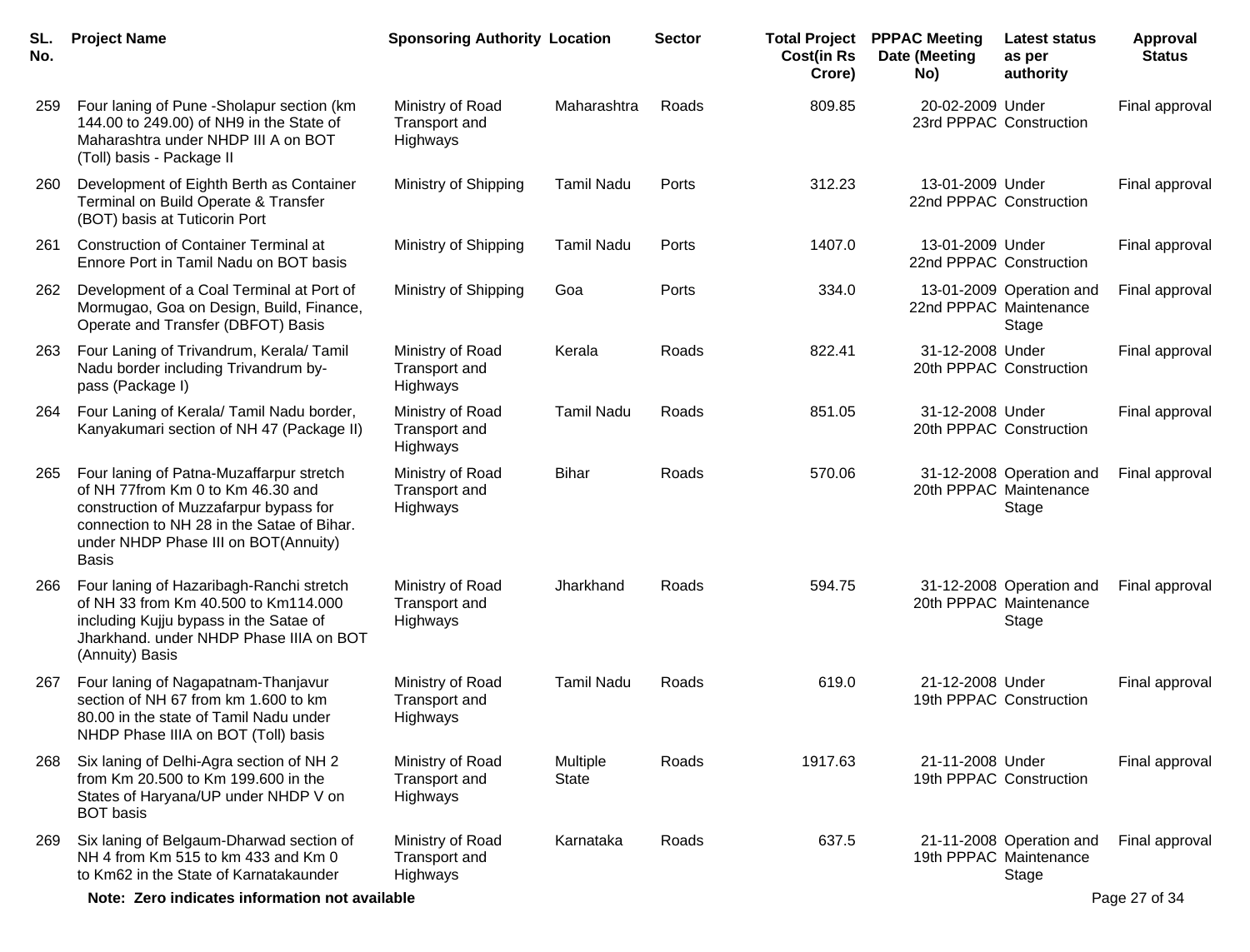| SL. No. | Project Name | Sponsoring Authority | Location | Sector | Total Project Cost(in Rs Crore) | PPPAC Meeting Date (Meeting No) | Latest status as per authority | Approval Status |
|---|---|---|---|---|---|---|---|---|
| 259 | Four laning of Pune -Sholapur section (km 144.00 to 249.00) of NH9 in the State of Maharashtra under NHDP III A on BOT (Toll) basis - Package II | Ministry of Road Transport and Highways | Maharashtra | Roads | 809.85 | 20-02-2009 23rd PPPAC | Under Construction | Final approval |
| 260 | Development of Eighth Berth as Container Terminal on Build Operate & Transfer (BOT) basis at Tuticorin Port | Ministry of Shipping | Tamil Nadu | Ports | 312.23 | 13-01-2009 22nd PPPAC | Under Construction | Final approval |
| 261 | Construction of Container Terminal at Ennore Port in Tamil Nadu on BOT basis | Ministry of Shipping | Tamil Nadu | Ports | 1407.0 | 13-01-2009 22nd PPPAC | Under Construction | Final approval |
| 262 | Development of a Coal Terminal at Port of Mormugao, Goa on Design, Build, Finance, Operate and Transfer (DBFOT) Basis | Ministry of Shipping | Goa | Ports | 334.0 | 13-01-2009 22nd PPPAC | Operation and Maintenance Stage | Final approval |
| 263 | Four Laning of Trivandrum, Kerala/ Tamil Nadu border including Trivandrum by-pass (Package I) | Ministry of Road Transport and Highways | Kerala | Roads | 822.41 | 31-12-2008 20th PPPAC | Under Construction | Final approval |
| 264 | Four Laning of Kerala/ Tamil Nadu border, Kanyakumari section of NH 47 (Package II) | Ministry of Road Transport and Highways | Tamil Nadu | Roads | 851.05 | 31-12-2008 20th PPPAC | Under Construction | Final approval |
| 265 | Four laning of Patna-Muzaffarpur stretch of NH 77from Km 0 to Km 46.30 and construction of Muzzafarpur bypass for connection to NH 28 in the Satae of Bihar. under NHDP Phase III on BOT(Annuity) Basis | Ministry of Road Transport and Highways | Bihar | Roads | 570.06 | 31-12-2008 20th PPPAC | Operation and Maintenance Stage | Final approval |
| 266 | Four laning of Hazaribagh-Ranchi stretch of NH 33 from Km 40.500 to Km114.000 including Kujju bypass in the Satae of Jharkhand. under NHDP Phase IIIA on BOT (Annuity) Basis | Ministry of Road Transport and Highways | Jharkhand | Roads | 594.75 | 31-12-2008 20th PPPAC | Operation and Maintenance Stage | Final approval |
| 267 | Four laning of Nagapatnam-Thanjavur section of NH 67 from km 1.600 to km 80.00 in the state of Tamil Nadu under NHDP Phase IIIA on BOT (Toll) basis | Ministry of Road Transport and Highways | Tamil Nadu | Roads | 619.0 | 21-12-2008 19th PPPAC | Under Construction | Final approval |
| 268 | Six laning of Delhi-Agra section of NH 2 from Km 20.500 to Km 199.600 in the States of Haryana/UP under NHDP V on BOT basis | Ministry of Road Transport and Highways | Multiple State | Roads | 1917.63 | 21-11-2008 19th PPPAC | Under Construction | Final approval |
| 269 | Six laning of Belgaum-Dharwad section of NH 4 from Km 515 to km 433 and Km 0 to Km62 in the State of Karnatakaunder | Ministry of Road Transport and Highways | Karnataka | Roads | 637.5 | 21-11-2008 19th PPPAC | Operation and Maintenance Stage | Final approval |

**Note: Zero indicates information not available**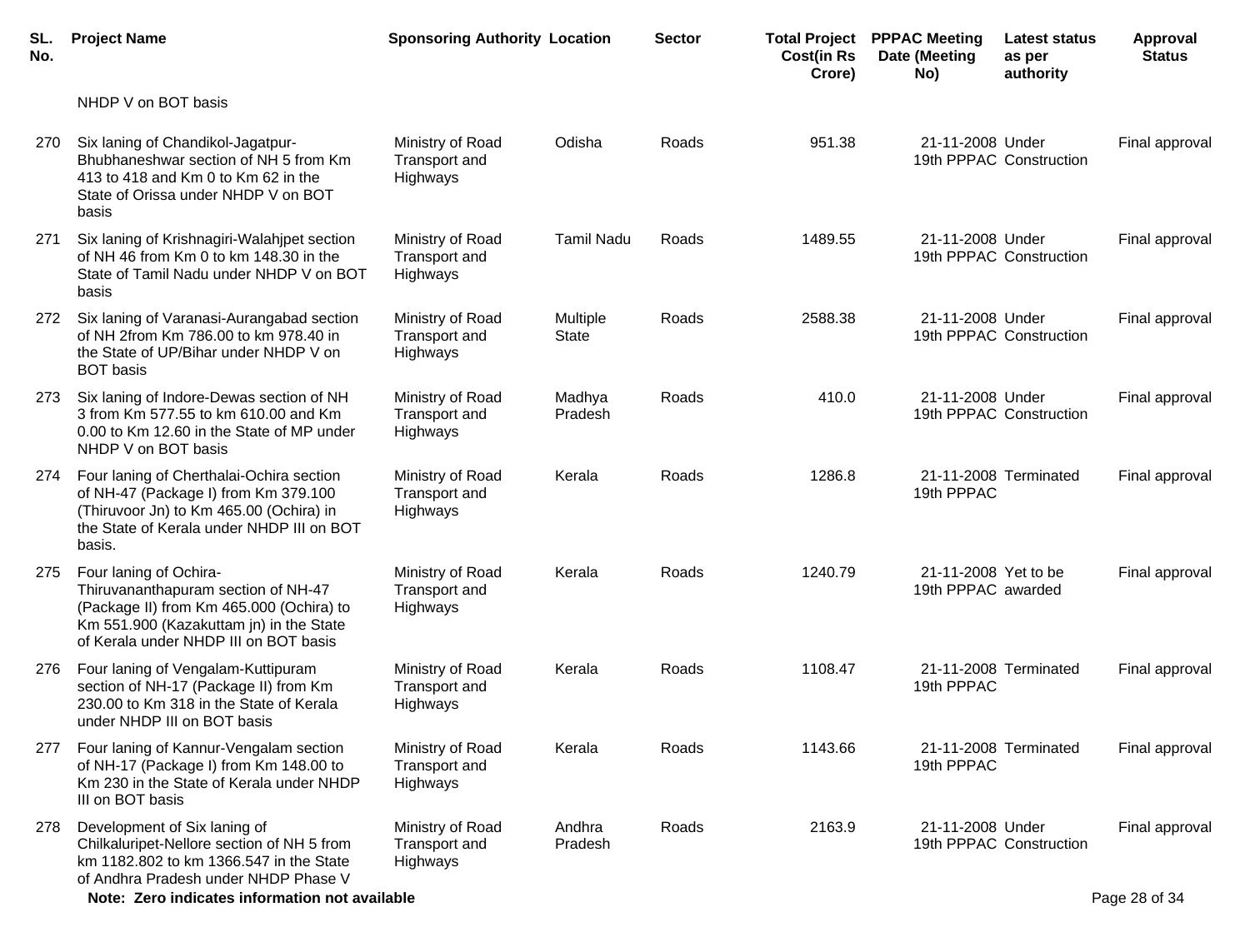| SL. No. | Project Name | Sponsoring Authority | Location | Sector | Total Project Cost(in Rs Crore) | PPPAC Meeting Date (Meeting No) | Latest status as per authority | Approval Status |
|---|---|---|---|---|---|---|---|---|
| | NHDP V on BOT basis | | | | | | | |
| 270 | Six laning of Chandikol-Jagatpur-Bhubhaneshwar section of NH 5 from Km 413 to 418 and Km 0 to Km 62 in the State of Orissa under NHDP V on BOT basis | Ministry of Road Transport and Highways | Odisha | Roads | 951.38 | 21-11-2008 19th PPPAC | Under Construction | Final approval |
| 271 | Six laning of Krishnagiri-Walahjpet section of NH 46 from Km 0 to km 148.30 in the State of Tamil Nadu under NHDP V on BOT basis | Ministry of Road Transport and Highways | Tamil Nadu | Roads | 1489.55 | 21-11-2008 19th PPPAC | Under Construction | Final approval |
| 272 | Six laning of Varanasi-Aurangabad section of NH 2from Km 786.00 to km 978.40 in the State of UP/Bihar under NHDP V on BOT basis | Ministry of Road Transport and Highways | Multiple State | Roads | 2588.38 | 21-11-2008 19th PPPAC | Under Construction | Final approval |
| 273 | Six laning of Indore-Dewas section of NH 3 from Km 577.55 to km 610.00 and Km 0.00 to Km 12.60 in the State of MP under NHDP V on BOT basis | Ministry of Road Transport and Highways | Madhya Pradesh | Roads | 410.0 | 21-11-2008 19th PPPAC | Under Construction | Final approval |
| 274 | Four laning of Cherthalai-Ochira section of NH-47 (Package I) from Km 379.100 (Thiruvoor Jn) to Km 465.00 (Ochira) in the State of Kerala under NHDP III on BOT basis. | Ministry of Road Transport and Highways | Kerala | Roads | 1286.8 | 21-11-2008 19th PPPAC | Terminated | Final approval |
| 275 | Four laning of Ochira-Thiruvananthapuram section of NH-47 (Package II) from Km 465.000 (Ochira) to Km 551.900 (Kazakuttam jn) in the State of Kerala under NHDP III on BOT basis | Ministry of Road Transport and Highways | Kerala | Roads | 1240.79 | 21-11-2008 19th PPPAC | Yet to be awarded | Final approval |
| 276 | Four laning of Vengalam-Kuttipuram section of NH-17 (Package II) from Km 230.00 to Km 318 in the State of Kerala under NHDP III on BOT basis | Ministry of Road Transport and Highways | Kerala | Roads | 1108.47 | 21-11-2008 19th PPPAC | Terminated | Final approval |
| 277 | Four laning of Kannur-Vengalam section of NH-17 (Package I) from Km 148.00 to Km 230 in the State of Kerala under NHDP III on BOT basis | Ministry of Road Transport and Highways | Kerala | Roads | 1143.66 | 21-11-2008 19th PPPAC | Terminated | Final approval |
| 278 | Development of Six laning of Chilkaluripet-Nellore section of NH 5 from km 1182.802 to km 1366.547 in the State of Andhra Pradesh under NHDP Phase V | Ministry of Road Transport and Highways | Andhra Pradesh | Roads | 2163.9 | 21-11-2008 19th PPPAC | Under Construction | Final approval |

**Note: Zero indicates information not available**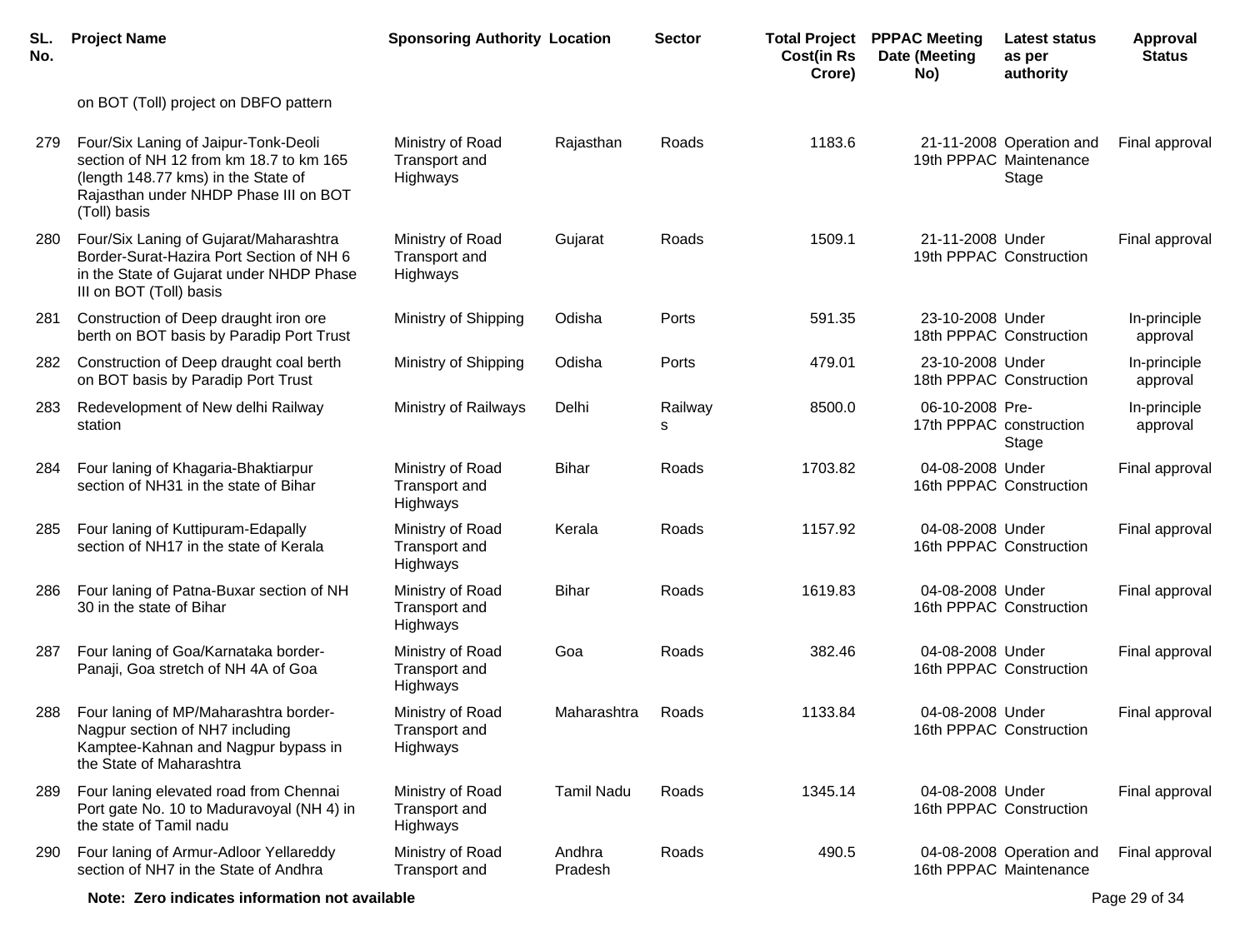| SL. No. | Project Name | Sponsoring Authority | Location | Sector | Total Project Cost(in Rs Crore) | PPPAC Meeting Date (Meeting No) | Latest status as per authority | Approval Status |
|---|---|---|---|---|---|---|---|---|
| | on BOT (Toll) project on DBFO pattern | | | | | | | |
| 279 | Four/Six Laning of Jaipur-Tonk-Deoli section of NH 12 from km 18.7 to km 165 (length 148.77 kms) in the State of Rajasthan under NHDP Phase III on BOT (Toll) basis | Ministry of Road Transport and Highways | Rajasthan | Roads | 1183.6 | 21-11-2008 19th PPPAC | Operation and Maintenance Stage | Final approval |
| 280 | Four/Six Laning of Gujarat/Maharashtra Border-Surat-Hazira Port Section of NH 6 in the State of Gujarat under NHDP Phase III on BOT (Toll) basis | Ministry of Road Transport and Highways | Gujarat | Roads | 1509.1 | 21-11-2008 19th PPPAC | Under Construction | Final approval |
| 281 | Construction of Deep draught iron ore berth on BOT basis by Paradip Port Trust | Ministry of Shipping | Odisha | Ports | 591.35 | 23-10-2008 18th PPPAC | Under Construction | In-principle approval |
| 282 | Construction of Deep draught coal berth on BOT basis by Paradip Port Trust | Ministry of Shipping | Odisha | Ports | 479.01 | 23-10-2008 18th PPPAC | Under Construction | In-principle approval |
| 283 | Redevelopment of New delhi Railway station | Ministry of Railways | Delhi | Railways | 8500.0 | 06-10-2008 17th PPPAC | Pre-construction Stage | In-principle approval |
| 284 | Four laning of Khagaria-Bhaktiarpur section of NH31 in the state of Bihar | Ministry of Road Transport and Highways | Bihar | Roads | 1703.82 | 04-08-2008 16th PPPAC | Under Construction | Final approval |
| 285 | Four laning of Kuttipuram-Edapally section of NH17 in the state of Kerala | Ministry of Road Transport and Highways | Kerala | Roads | 1157.92 | 04-08-2008 16th PPPAC | Under Construction | Final approval |
| 286 | Four laning of Patna-Buxar section of NH 30 in the state of Bihar | Ministry of Road Transport and Highways | Bihar | Roads | 1619.83 | 04-08-2008 16th PPPAC | Under Construction | Final approval |
| 287 | Four laning of Goa/Karnataka border-Panaji, Goa stretch of NH 4A of Goa | Ministry of Road Transport and Highways | Goa | Roads | 382.46 | 04-08-2008 16th PPPAC | Under Construction | Final approval |
| 288 | Four laning of MP/Maharashtra border-Nagpur section of NH7 including Kamptee-Kahnan and Nagpur bypass in the State of Maharashtra | Ministry of Road Transport and Highways | Maharashtra | Roads | 1133.84 | 04-08-2008 16th PPPAC | Under Construction | Final approval |
| 289 | Four laning elevated road from Chennai Port gate No. 10 to Maduravoyal (NH 4) in the state of Tamil nadu | Ministry of Road Transport and Highways | Tamil Nadu | Roads | 1345.14 | 04-08-2008 16th PPPAC | Under Construction | Final approval |
| 290 | Four laning of Armur-Adloor Yellareddy section of NH7 in the State of Andhra | Ministry of Road Transport and | Andhra Pradesh | Roads | 490.5 | 04-08-2008 16th PPPAC | Operation and Maintenance | Final approval |

**Note: Zero indicates information not available**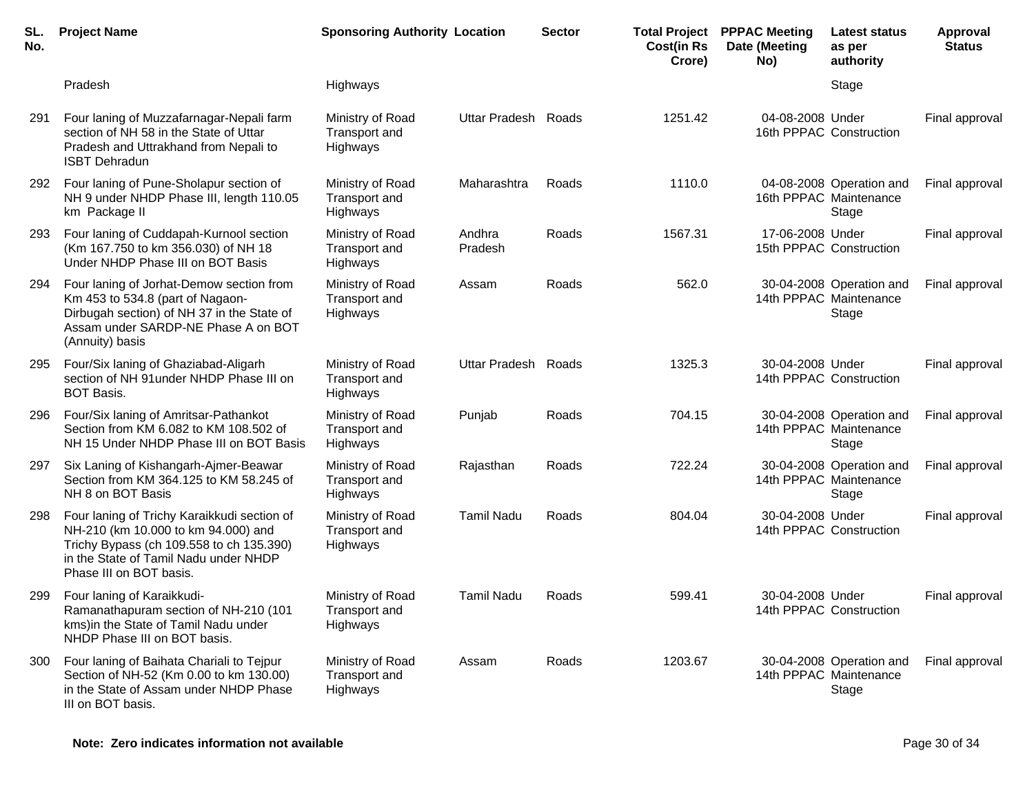| SL. No. | Project Name | Sponsoring Authority | Location | Sector | Total Project Cost(in Rs Crore) | PPPAC Meeting Date (Meeting No) | Latest status as per authority | Approval Status |
|---|---|---|---|---|---|---|---|---|
| | Pradesh | Highways | | | | | Stage | |
| 291 | Four laning of Muzzafarnagar-Nepali farm section of NH 58 in the State of Uttar Pradesh and Uttrakhand from Nepali to ISBT Dehradun | Ministry of Road Transport and Highways | Uttar Pradesh | Roads | 1251.42 | 04-08-2008 16th PPPAC | Under Construction | Final approval |
| 292 | Four laning of Pune-Sholapur section of NH 9 under NHDP Phase III, length 110.05 km Package II | Ministry of Road Transport and Highways | Maharashtra | Roads | 1110.0 | 04-08-2008 16th PPPAC | Operation and Maintenance Stage | Final approval |
| 293 | Four laning of Cuddapah-Kurnool section (Km 167.750 to km 356.030) of NH 18 Under NHDP Phase III on BOT Basis | Ministry of Road Transport and Highways | Andhra Pradesh | Roads | 1567.31 | 17-06-2008 15th PPPAC | Under Construction | Final approval |
| 294 | Four laning of Jorhat-Demow section from Km 453 to 534.8 (part of Nagaon-Dirbugah section) of NH 37 in the State of Assam under SARDP-NE Phase A on BOT (Annuity) basis | Ministry of Road Transport and Highways | Assam | Roads | 562.0 | 30-04-2008 14th PPPAC | Operation and Maintenance Stage | Final approval |
| 295 | Four/Six laning of Ghaziabad-Aligarh section of NH 91under NHDP Phase III on BOT Basis. | Ministry of Road Transport and Highways | Uttar Pradesh | Roads | 1325.3 | 30-04-2008 14th PPPAC | Under Construction | Final approval |
| 296 | Four/Six laning of Amritsar-Pathankot Section from KM 6.082 to KM 108.502 of NH 15 Under NHDP Phase III on BOT Basis | Ministry of Road Transport and Highways | Punjab | Roads | 704.15 | 30-04-2008 14th PPPAC | Operation and Maintenance Stage | Final approval |
| 297 | Six Laning of Kishangarh-Ajmer-Beawar Section from KM 364.125 to KM 58.245 of NH 8 on BOT Basis | Ministry of Road Transport and Highways | Rajasthan | Roads | 722.24 | 30-04-2008 14th PPPAC | Operation and Maintenance Stage | Final approval |
| 298 | Four laning of Trichy Karaikkudi section of NH-210 (km 10.000 to km 94.000) and Trichy Bypass (ch 109.558 to ch 135.390) in the State of Tamil Nadu under NHDP Phase III on BOT basis. | Ministry of Road Transport and Highways | Tamil Nadu | Roads | 804.04 | 30-04-2008 14th PPPAC | Under Construction | Final approval |
| 299 | Four laning of Karaikkudi-Ramanathapuram section of NH-210 (101 kms)in the State of Tamil Nadu under NHDP Phase III on BOT basis. | Ministry of Road Transport and Highways | Tamil Nadu | Roads | 599.41 | 30-04-2008 14th PPPAC | Under Construction | Final approval |
| 300 | Four laning of Baihata Chariali to Tejpur Section of NH-52 (Km 0.00 to km 130.00) in the State of Assam under NHDP Phase III on BOT basis. | Ministry of Road Transport and Highways | Assam | Roads | 1203.67 | 30-04-2008 14th PPPAC | Operation and Maintenance Stage | Final approval |

**Note: Zero indicates information not available**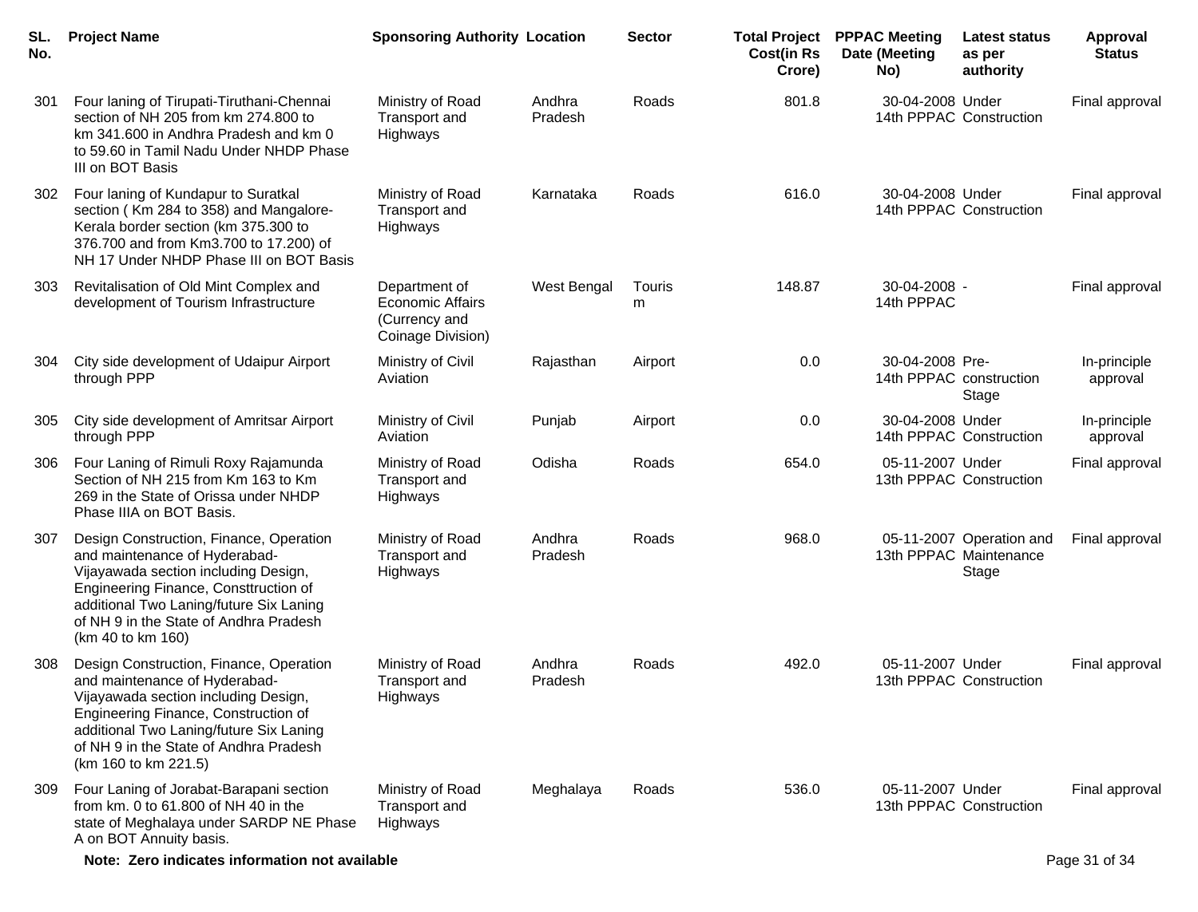| SL. No. | Project Name | Sponsoring Authority | Location | Sector | Total Project Cost(in Rs Crore) | PPPAC Meeting Date (Meeting No) | Latest status as per authority | Approval Status |
|---|---|---|---|---|---|---|---|---|
| 301 | Four laning of Tirupati-Tiruthani-Chennai section of NH 205 from km 274.800 to km 341.600 in Andhra Pradesh and km 0 to 59.60 in Tamil Nadu Under NHDP Phase III on BOT Basis | Ministry of Road Transport and Highways | Andhra Pradesh | Roads | 801.8 | 30-04-2008 14th PPPAC | Under Construction | Final approval |
| 302 | Four laning of Kundapur to Suratkal section ( Km 284 to 358) and Mangalore-Kerala border section (km 375.300 to 376.700 and from Km3.700 to 17.200) of NH 17 Under NHDP Phase III on BOT Basis | Ministry of Road Transport and Highways | Karnataka | Roads | 616.0 | 30-04-2008 14th PPPAC | Under Construction | Final approval |
| 303 | Revitalisation of Old Mint Complex and development of Tourism Infrastructure | Department of Economic Affairs (Currency and Coinage Division) | West Bengal | Tourism | 148.87 | 30-04-2008 14th PPPAC | - | Final approval |
| 304 | City side development of Udaipur Airport through PPP | Ministry of Civil Aviation | Rajasthan | Airport | 0.0 | 30-04-2008 14th PPPAC | Pre-construction Stage | In-principle approval |
| 305 | City side development of Amritsar Airport through PPP | Ministry of Civil Aviation | Punjab | Airport | 0.0 | 30-04-2008 14th PPPAC | Under Construction | In-principle approval |
| 306 | Four Laning of Rimuli Roxy Rajamunda Section of NH 215 from Km 163 to Km 269 in the State of Orissa under NHDP Phase IIIA on BOT Basis. | Ministry of Road Transport and Highways | Odisha | Roads | 654.0 | 05-11-2007 13th PPPAC | Under Construction | Final approval |
| 307 | Design Construction, Finance, Operation and maintenance of Hyderabad-Vijayawada section including Design, Engineering Finance, Consttruction of additional Two Laning/future Six Laning of NH 9 in the State of Andhra Pradesh (km 40 to km 160) | Ministry of Road Transport and Highways | Andhra Pradesh | Roads | 968.0 | 05-11-2007 13th PPPAC | Operation and Maintenance Stage | Final approval |
| 308 | Design Construction, Finance, Operation and maintenance of Hyderabad-Vijayawada section including Design, Engineering Finance, Construction of additional Two Laning/future Six Laning of NH 9 in the State of Andhra Pradesh (km 160 to km 221.5) | Ministry of Road Transport and Highways | Andhra Pradesh | Roads | 492.0 | 05-11-2007 13th PPPAC | Under Construction | Final approval |
| 309 | Four Laning of Jorabat-Barapani section from km. 0 to 61.800 of NH 40 in the state of Meghalaya under SARDP NE Phase A on BOT Annuity basis. | Ministry of Road Transport and Highways | Meghalaya | Roads | 536.0 | 05-11-2007 13th PPPAC | Under Construction | Final approval |

**Note: Zero indicates information not available**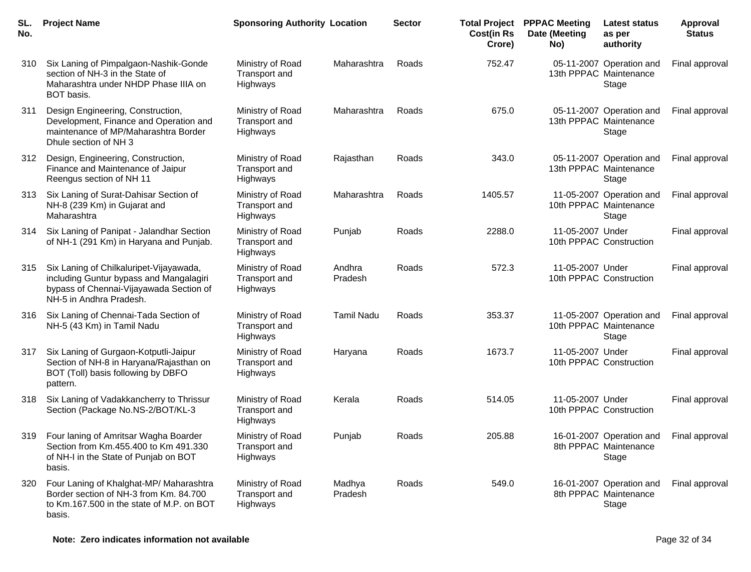| SL. No. | Project Name | Sponsoring Authority | Location | Sector | Total Project Cost(in Rs Crore) | PPPAC Meeting Date (Meeting No) | Latest status as per authority | Approval Status |
|---|---|---|---|---|---|---|---|---|
| 310 | Six Laning of Pimpalgaon-Nashik-Gonde section of NH-3 in the State of Maharashtra under NHDP Phase IIIA on BOT basis. | Ministry of Road Transport and Highways | Maharashtra | Roads | 752.47 | 05-11-2007 13th PPPAC | Operation and Maintenance Stage | Final approval |
| 311 | Design Engineering, Construction, Development, Finance and Operation and maintenance of MP/Maharashtra Border Dhule section of NH 3 | Ministry of Road Transport and Highways | Maharashtra | Roads | 675.0 | 05-11-2007 13th PPPAC | Operation and Maintenance Stage | Final approval |
| 312 | Design, Engineering, Construction, Finance and Maintenance of Jaipur Reengus section of NH 11 | Ministry of Road Transport and Highways | Rajasthan | Roads | 343.0 | 05-11-2007 13th PPPAC | Operation and Maintenance Stage | Final approval |
| 313 | Six Laning of Surat-Dahisar Section of NH-8 (239 Km) in Gujarat and Maharashtra | Ministry of Road Transport and Highways | Maharashtra | Roads | 1405.57 | 11-05-2007 10th PPPAC | Operation and Maintenance Stage | Final approval |
| 314 | Six Laning of Panipat - Jalandhar Section of NH-1 (291 Km) in Haryana and Punjab. | Ministry of Road Transport and Highways | Punjab | Roads | 2288.0 | 11-05-2007 10th PPPAC | Under Construction | Final approval |
| 315 | Six Laning of Chilkaluripet-Vijayawada, including Guntur bypass and Mangalagiri bypass of Chennai-Vijayawada Section of NH-5 in Andhra Pradesh. | Ministry of Road Transport and Highways | Andhra Pradesh | Roads | 572.3 | 11-05-2007 10th PPPAC | Under Construction | Final approval |
| 316 | Six Laning of Chennai-Tada Section of NH-5 (43 Km) in Tamil Nadu | Ministry of Road Transport and Highways | Tamil Nadu | Roads | 353.37 | 11-05-2007 10th PPPAC | Operation and Maintenance Stage | Final approval |
| 317 | Six Laning of Gurgaon-Kotputli-Jaipur Section of NH-8 in Haryana/Rajasthan on BOT (Toll) basis following by DBFO pattern. | Ministry of Road Transport and Highways | Haryana | Roads | 1673.7 | 11-05-2007 10th PPPAC | Under Construction | Final approval |
| 318 | Six Laning of Vadakkancherry to Thrissur Section (Package No.NS-2/BOT/KL-3 | Ministry of Road Transport and Highways | Kerala | Roads | 514.05 | 11-05-2007 10th PPPAC | Under Construction | Final approval |
| 319 | Four laning of Amritsar Wagha Boarder Section from Km.455.400 to Km 491.330 of NH-I in the State of Punjab on BOT basis. | Ministry of Road Transport and Highways | Punjab | Roads | 205.88 | 16-01-2007 8th PPPAC | Operation and Maintenance Stage | Final approval |
| 320 | Four Laning of Khalghat-MP/ Maharashtra Border section of NH-3 from Km. 84.700 to Km.167.500 in the state of M.P. on BOT basis. | Ministry of Road Transport and Highways | Madhya Pradesh | Roads | 549.0 | 16-01-2007 8th PPPAC | Operation and Maintenance Stage | Final approval |

**Note: Zero indicates information not available**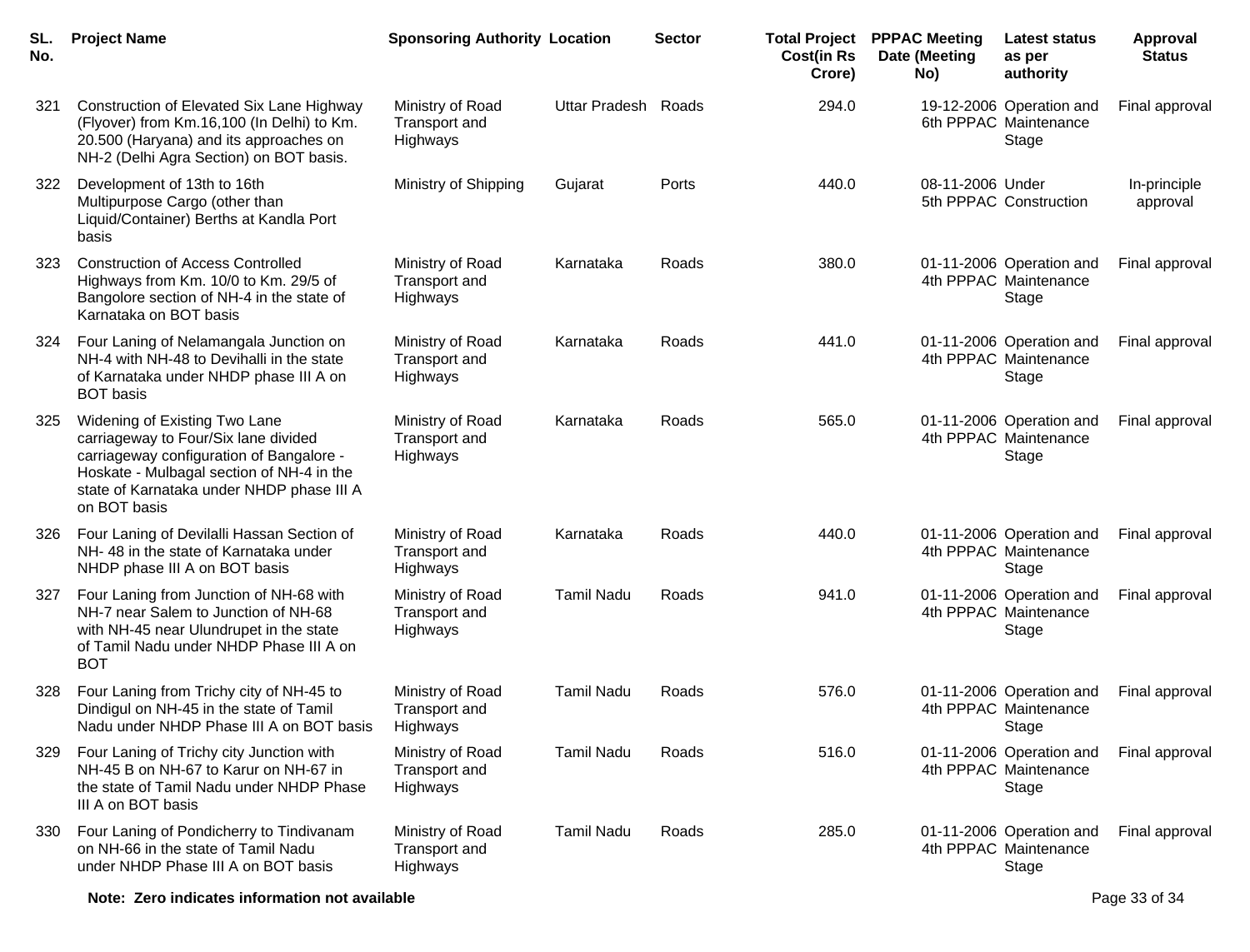| SL. No. | Project Name | Sponsoring Authority | Location | Sector | Total Project Cost(in Rs Crore) | PPPAC Meeting Date (Meeting No) | Latest status as per authority | Approval Status |
|---|---|---|---|---|---|---|---|---|
| 321 | Construction of Elevated Six Lane Highway (Flyover) from Km.16,100 (In Delhi) to Km. 20.500 (Haryana) and its approaches on NH-2 (Delhi Agra Section) on BOT basis. | Ministry of Road Transport and Highways | Uttar Pradesh | Roads | 294.0 | 19-12-2006 6th PPPAC | Operation and Maintenance Stage | Final approval |
| 322 | Development of 13th to 16th Multipurpose Cargo (other than Liquid/Container) Berths at Kandla Port basis | Ministry of Shipping | Gujarat | Ports | 440.0 | 08-11-2006 5th PPPAC | Under Construction | In-principle approval |
| 323 | Construction of Access Controlled Highways from Km. 10/0 to Km. 29/5 of Bangolore section of NH-4 in the state of Karnataka on BOT basis | Ministry of Road Transport and Highways | Karnataka | Roads | 380.0 | 01-11-2006 4th PPPAC | Operation and Maintenance Stage | Final approval |
| 324 | Four Laning of Nelamangala Junction on NH-4 with NH-48 to Devihalli in the state of Karnataka under NHDP phase III A on BOT basis | Ministry of Road Transport and Highways | Karnataka | Roads | 441.0 | 01-11-2006 4th PPPAC | Operation and Maintenance Stage | Final approval |
| 325 | Widening of Existing Two Lane carriageway to Four/Six lane divided carriageway configuration of Bangalore - Hoskate - Mulbagal section of NH-4 in the state of Karnataka under NHDP phase III A on BOT basis | Ministry of Road Transport and Highways | Karnataka | Roads | 565.0 | 01-11-2006 4th PPPAC | Operation and Maintenance Stage | Final approval |
| 326 | Four Laning of Devilalli Hassan Section of NH- 48 in the state of Karnataka under NHDP phase III A on BOT basis | Ministry of Road Transport and Highways | Karnataka | Roads | 440.0 | 01-11-2006 4th PPPAC | Operation and Maintenance Stage | Final approval |
| 327 | Four Laning from Junction of NH-68 with NH-7 near Salem to Junction of NH-68 with NH-45 near Ulundrupet in the state of Tamil Nadu under NHDP Phase III A on BOT | Ministry of Road Transport and Highways | Tamil Nadu | Roads | 941.0 | 01-11-2006 4th PPPAC | Operation and Maintenance Stage | Final approval |
| 328 | Four Laning from Trichy city of NH-45 to Dindigul on NH-45 in the state of Tamil Nadu under NHDP Phase III A on BOT basis | Ministry of Road Transport and Highways | Tamil Nadu | Roads | 576.0 | 01-11-2006 4th PPPAC | Operation and Maintenance Stage | Final approval |
| 329 | Four Laning of Trichy city Junction with NH-45 B on NH-67 to Karur on NH-67 in the state of Tamil Nadu under NHDP Phase III A on BOT basis | Ministry of Road Transport and Highways | Tamil Nadu | Roads | 516.0 | 01-11-2006 4th PPPAC | Operation and Maintenance Stage | Final approval |
| 330 | Four Laning of Pondicherry to Tindivanam on NH-66 in the state of Tamil Nadu under NHDP Phase III A on BOT basis | Ministry of Road Transport and Highways | Tamil Nadu | Roads | 285.0 | 01-11-2006 4th PPPAC | Operation and Maintenance Stage | Final approval |

**Note: Zero indicates information not available**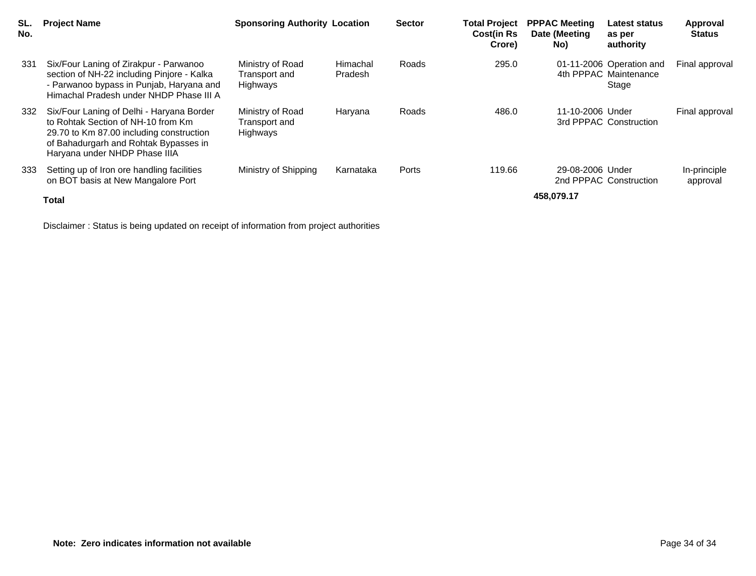| SL. No. | Project Name | Sponsoring Authority | Location | Sector | Total Project Cost(in Rs Crore) | PPPAC Meeting Date (Meeting No) | Latest status as per authority | Approval Status |
|---|---|---|---|---|---|---|---|---|
| 331 | Six/Four Laning of Zirakpur - Parwanoo section of NH-22 including Pinjore - Kalka - Parwanoo bypass in Punjab, Haryana and Himachal Pradesh under NHDP Phase III A | Ministry of Road Transport and Highways | Himachal Pradesh | Roads | 295.0 | 01-11-2006 4th PPPAC | Operation and Maintenance Stage | Final approval |
| 332 | Six/Four Laning of Delhi - Haryana Border to Rohtak Section of NH-10 from Km 29.70 to Km 87.00 including construction of Bahadurgarh and Rohtak Bypasses in Haryana under NHDP Phase IIIA | Ministry of Road Transport and Highways | Haryana | Roads | 486.0 | 11-10-2006 3rd PPPAC | Under Construction | Final approval |
| 333 | Setting up of Iron ore handling facilities on BOT basis at New Mangalore Port | Ministry of Shipping | Karnataka | Ports | 119.66 | 29-08-2006 2nd PPPAC | Under Construction | In-principle approval |
| | **Total** | | | | | **458,079.17** | | |

Disclaimer : Status is being updated on receipt of information from project authorities

**Note: Zero indicates information not available**